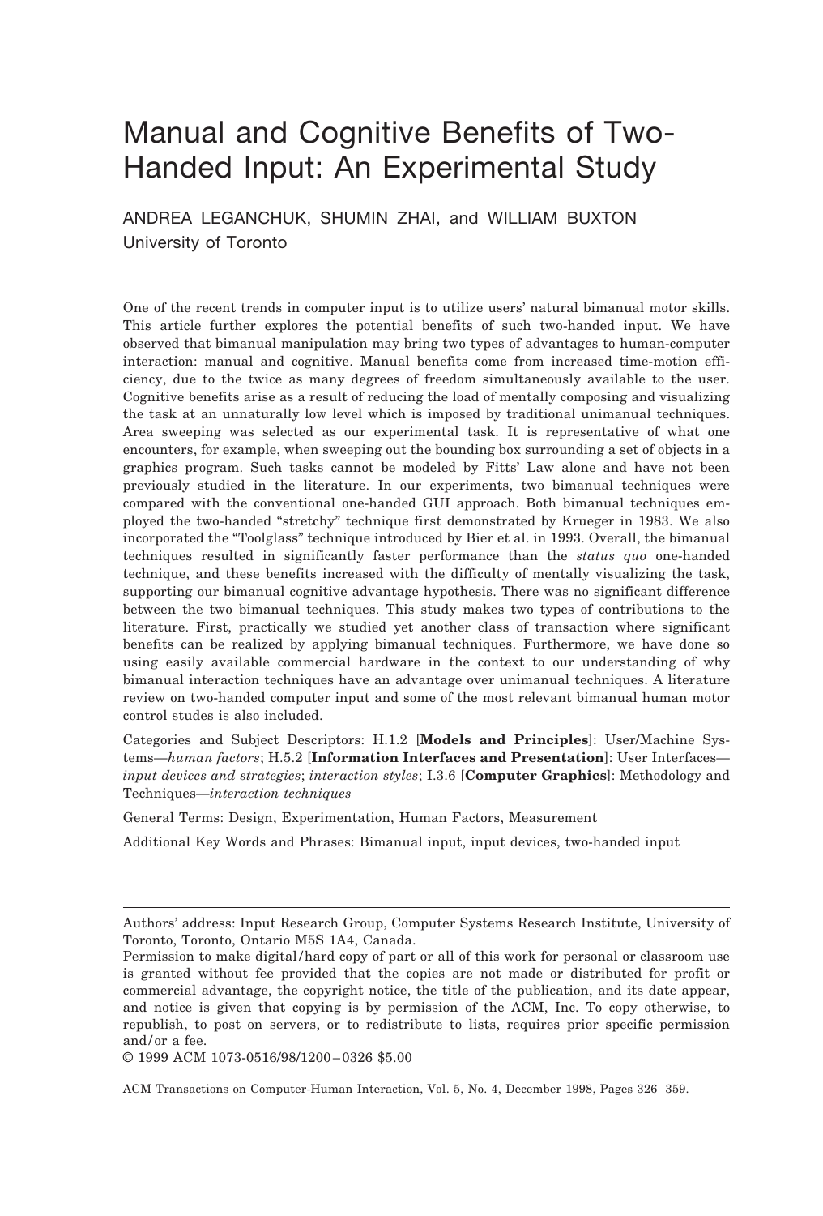# Manual and Cognitive Benefits of Two-Handed Input: An Experimental Study

ANDREA LEGANCHUK, SHUMIN ZHAI, and WILLIAM BUXTON
University of Toronto

---

One of the recent trends in computer input is to utilize users' natural bimanual motor skills. This article further explores the potential benefits of such two-handed input. We have observed that bimanual manipulation may bring two types of advantages to human-computer interaction: manual and cognitive. Manual benefits come from increased time-motion efficiency, due to the twice as many degrees of freedom simultaneously available to the user. Cognitive benefits arise as a result of reducing the load of mentally composing and visualizing the task at an unnaturally low level which is imposed by traditional unimanual techniques. Area sweeping was selected as our experimental task. It is representative of what one encounters, for example, when sweeping out the bounding box surrounding a set of objects in a graphics program. Such tasks cannot be modeled by Fitts' Law alone and have not been previously studied in the literature. In our experiments, two bimanual techniques were compared with the conventional one-handed GUI approach. Both bimanual techniques employed the two-handed "stretchy" technique first demonstrated by Krueger in 1983. We also incorporated the "Toolglass" technique introduced by Bier et al. in 1993. Overall, the bimanual techniques resulted in significantly faster performance than the *status quo* one-handed technique, and these benefits increased with the difficulty of mentally visualizing the task, supporting our bimanual cognitive advantage hypothesis. There was no significant difference between the two bimanual techniques. This study makes two types of contributions to the literature. First, practically we studied yet another class of transaction where significant benefits can be realized by applying bimanual techniques. Furthermore, we have done so using easily available commercial hardware in the context to our understanding of why bimanual interaction techniques have an advantage over unimanual techniques. A literature review on two-handed computer input and some of the most relevant bimanual human motor control studes is also included.

Categories and Subject Descriptors: H.1.2 [**Models and Principles**]: User/Machine Systems—*human factors*; H.5.2 [**Information Interfaces and Presentation**]: User Interfaces—*input devices and strategies*; *interaction styles*; I.3.6 [**Computer Graphics**]: Methodology and Techniques—*interaction techniques*

General Terms: Design, Experimentation, Human Factors, Measurement

Additional Key Words and Phrases: Bimanual input, input devices, two-handed input

---

Authors' address: Input Research Group, Computer Systems Research Institute, University of Toronto, Toronto, Ontario M5S 1A4, Canada.

Permission to make digital/hard copy of part or all of this work for personal or classroom use is granted without fee provided that the copies are not made or distributed for profit or commercial advantage, the copyright notice, the title of the publication, and its date appear, and notice is given that copying is by permission of the ACM, Inc. To copy otherwise, to republish, to post on servers, or to redistribute to lists, requires prior specific permission and/or a fee.

© 1999 ACM 1073-0516/98/1200–0326 $5.00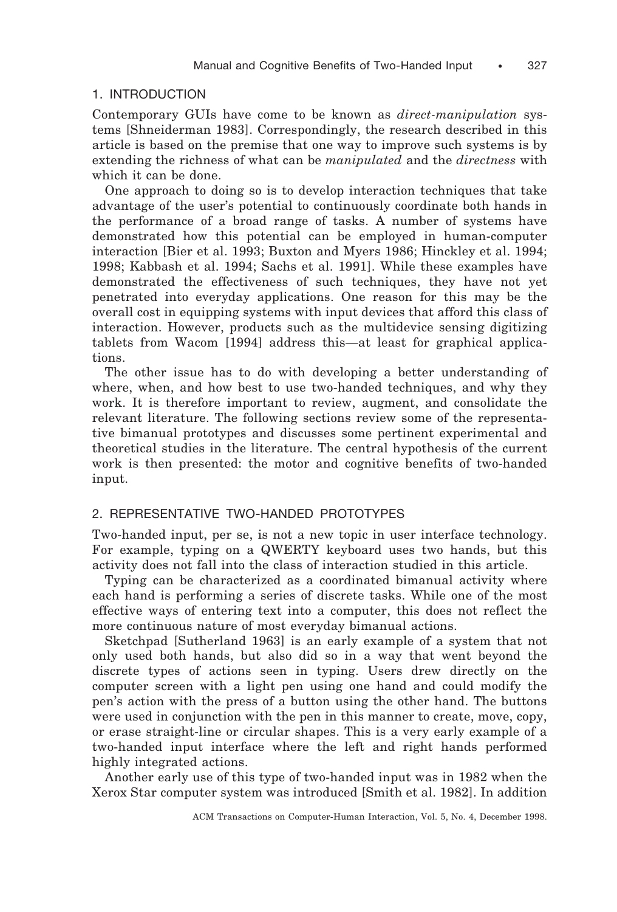## 1. INTRODUCTION

Contemporary GUIs have come to be known as *direct-manipulation* systems [Shneiderman 1983]. Correspondingly, the research described in this article is based on the premise that one way to improve such systems is by extending the richness of what can be *manipulated* and the *directness* with which it can be done.

One approach to doing so is to develop interaction techniques that take advantage of the user's potential to continuously coordinate both hands in the performance of a broad range of tasks. A number of systems have demonstrated how this potential can be employed in human-computer interaction [Bier et al. 1993; Buxton and Myers 1986; Hinckley et al. 1994; 1998; Kabbash et al. 1994; Sachs et al. 1991]. While these examples have demonstrated the effectiveness of such techniques, they have not yet penetrated into everyday applications. One reason for this may be the overall cost in equipping systems with input devices that afford this class of interaction. However, products such as the multidevice sensing digitizing tablets from Wacom [1994] address this—at least for graphical applications.

The other issue has to do with developing a better understanding of where, when, and how best to use two-handed techniques, and why they work. It is therefore important to review, augment, and consolidate the relevant literature. The following sections review some of the representative bimanual prototypes and discusses some pertinent experimental and theoretical studies in the literature. The central hypothesis of the current work is then presented: the motor and cognitive benefits of two-handed input.

## 2. REPRESENTATIVE TWO-HANDED PROTOTYPES

Two-handed input, per se, is not a new topic in user interface technology. For example, typing on a QWERTY keyboard uses two hands, but this activity does not fall into the class of interaction studied in this article.

Typing can be characterized as a coordinated bimanual activity where each hand is performing a series of discrete tasks. While one of the most effective ways of entering text into a computer, this does not reflect the more continuous nature of most everyday bimanual actions.

Sketchpad [Sutherland 1963] is an early example of a system that not only used both hands, but also did so in a way that went beyond the discrete types of actions seen in typing. Users drew directly on the computer screen with a light pen using one hand and could modify the pen's action with the press of a button using the other hand. The buttons were used in conjunction with the pen in this manner to create, move, copy, or erase straight-line or circular shapes. This is a very early example of a two-handed input interface where the left and right hands performed highly integrated actions.

Another early use of this type of two-handed input was in 1982 when the Xerox Star computer system was introduced [Smith et al. 1982]. In addition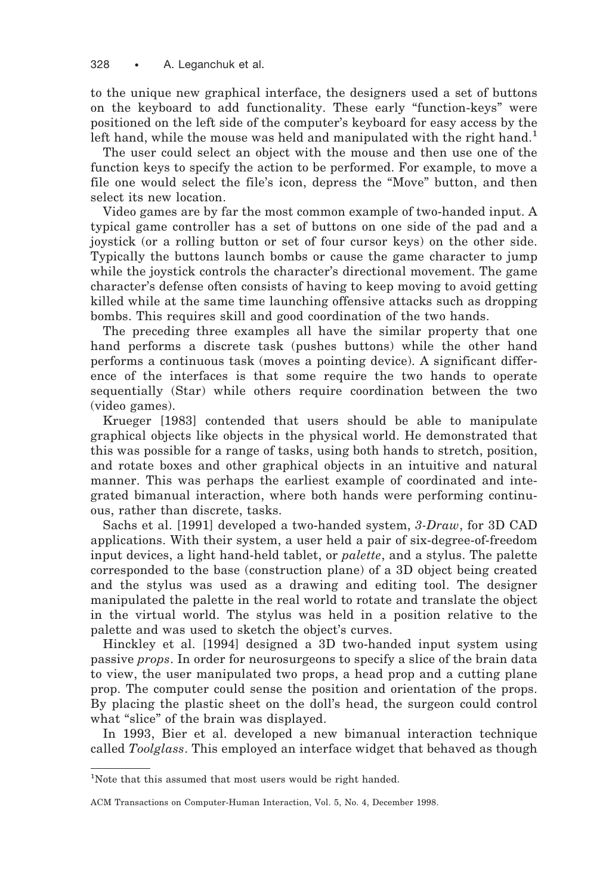to the unique new graphical interface, the designers used a set of buttons on the keyboard to add functionality. These early "function-keys" were positioned on the left side of the computer's keyboard for easy access by the left hand, while the mouse was held and manipulated with the right hand.[1]

The user could select an object with the mouse and then use one of the function keys to specify the action to be performed. For example, to move a file one would select the file's icon, depress the "Move" button, and then select its new location.

Video games are by far the most common example of two-handed input. A typical game controller has a set of buttons on one side of the pad and a joystick (or a rolling button or set of four cursor keys) on the other side. Typically the buttons launch bombs or cause the game character to jump while the joystick controls the character's directional movement. The game character's defense often consists of having to keep moving to avoid getting killed while at the same time launching offensive attacks such as dropping bombs. This requires skill and good coordination of the two hands.

The preceding three examples all have the similar property that one hand performs a discrete task (pushes buttons) while the other hand performs a continuous task (moves a pointing device). A significant difference of the interfaces is that some require the two hands to operate sequentially (Star) while others require coordination between the two (video games).

Krueger [1983] contended that users should be able to manipulate graphical objects like objects in the physical world. He demonstrated that this was possible for a range of tasks, using both hands to stretch, position, and rotate boxes and other graphical objects in an intuitive and natural manner. This was perhaps the earliest example of coordinated and integrated bimanual interaction, where both hands were performing continuous, rather than discrete, tasks.

Sachs et al. [1991] developed a two-handed system, *3-Draw*, for 3D CAD applications. With their system, a user held a pair of six-degree-of-freedom input devices, a light hand-held tablet, or *palette*, and a stylus. The palette corresponded to the base (construction plane) of a 3D object being created and the stylus was used as a drawing and editing tool. The designer manipulated the palette in the real world to rotate and translate the object in the virtual world. The stylus was held in a position relative to the palette and was used to sketch the object's curves.

Hinckley et al. [1994] designed a 3D two-handed input system using passive *props*. In order for neurosurgeons to specify a slice of the brain data to view, the user manipulated two props, a head prop and a cutting plane prop. The computer could sense the position and orientation of the props. By placing the plastic sheet on the doll's head, the surgeon could control what "slice" of the brain was displayed.

In 1993, Bier et al. developed a new bimanual interaction technique called *Toolglass*. This employed an interface widget that behaved as though

[1]Note that this assumed that most users would be right handed.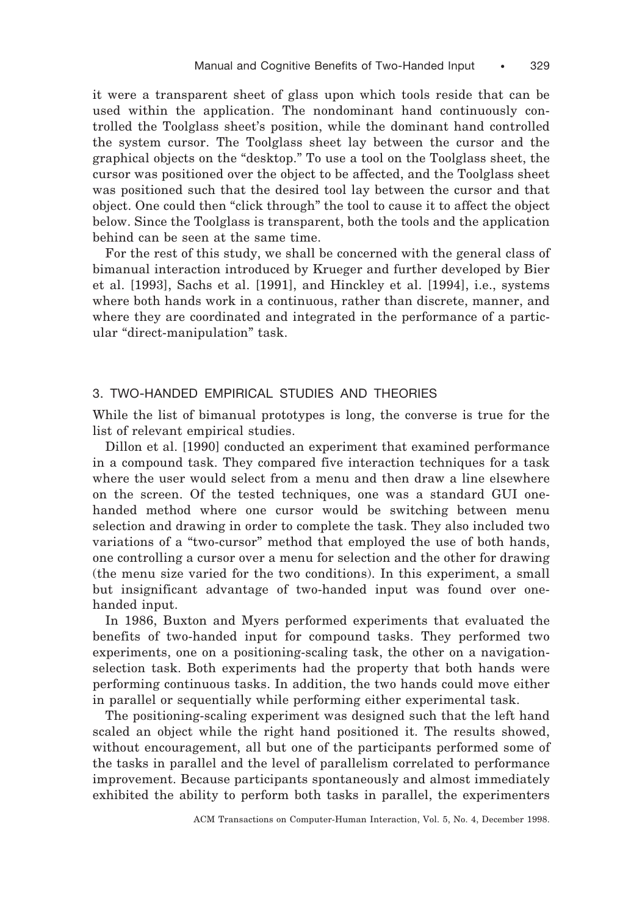it were a transparent sheet of glass upon which tools reside that can be used within the application. The nondominant hand continuously controlled the Toolglass sheet's position, while the dominant hand controlled the system cursor. The Toolglass sheet lay between the cursor and the graphical objects on the "desktop." To use a tool on the Toolglass sheet, the cursor was positioned over the object to be affected, and the Toolglass sheet was positioned such that the desired tool lay between the cursor and that object. One could then "click through" the tool to cause it to affect the object below. Since the Toolglass is transparent, both the tools and the application behind can be seen at the same time.

For the rest of this study, we shall be concerned with the general class of bimanual interaction introduced by Krueger and further developed by Bier et al. [1993], Sachs et al. [1991], and Hinckley et al. [1994], i.e., systems where both hands work in a continuous, rather than discrete, manner, and where they are coordinated and integrated in the performance of a particular "direct-manipulation" task.

## 3. TWO-HANDED EMPIRICAL STUDIES AND THEORIES

While the list of bimanual prototypes is long, the converse is true for the list of relevant empirical studies.

Dillon et al. [1990] conducted an experiment that examined performance in a compound task. They compared five interaction techniques for a task where the user would select from a menu and then draw a line elsewhere on the screen. Of the tested techniques, one was a standard GUI one-handed method where one cursor would be switching between menu selection and drawing in order to complete the task. They also included two variations of a "two-cursor" method that employed the use of both hands, one controlling a cursor over a menu for selection and the other for drawing (the menu size varied for the two conditions). In this experiment, a small but insignificant advantage of two-handed input was found over one-handed input.

In 1986, Buxton and Myers performed experiments that evaluated the benefits of two-handed input for compound tasks. They performed two experiments, one on a positioning-scaling task, the other on a navigation-selection task. Both experiments had the property that both hands were performing continuous tasks. In addition, the two hands could move either in parallel or sequentially while performing either experimental task.

The positioning-scaling experiment was designed such that the left hand scaled an object while the right hand positioned it. The results showed, without encouragement, all but one of the participants performed some of the tasks in parallel and the level of parallelism correlated to performance improvement. Because participants spontaneously and almost immediately exhibited the ability to perform both tasks in parallel, the experimenters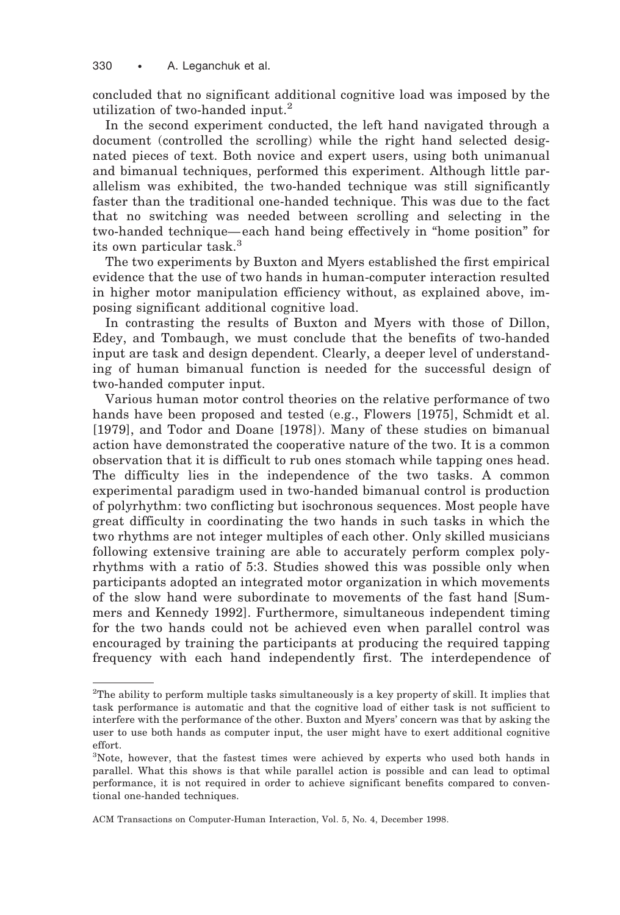concluded that no significant additional cognitive load was imposed by the utilization of two-handed input.[2]

In the second experiment conducted, the left hand navigated through a document (controlled the scrolling) while the right hand selected designated pieces of text. Both novice and expert users, using both unimanual and bimanual techniques, performed this experiment. Although little parallelism was exhibited, the two-handed technique was still significantly faster than the traditional one-handed technique. This was due to the fact that no switching was needed between scrolling and selecting in the two-handed technique—each hand being effectively in "home position" for its own particular task.[3]

The two experiments by Buxton and Myers established the first empirical evidence that the use of two hands in human-computer interaction resulted in higher motor manipulation efficiency without, as explained above, imposing significant additional cognitive load.

In contrasting the results of Buxton and Myers with those of Dillon, Edey, and Tombaugh, we must conclude that the benefits of two-handed input are task and design dependent. Clearly, a deeper level of understanding of human bimanual function is needed for the successful design of two-handed computer input.

Various human motor control theories on the relative performance of two hands have been proposed and tested (e.g., Flowers [1975], Schmidt et al. [1979], and Todor and Doane [1978]). Many of these studies on bimanual action have demonstrated the cooperative nature of the two. It is a common observation that it is difficult to rub ones stomach while tapping ones head. The difficulty lies in the independence of the two tasks. A common experimental paradigm used in two-handed bimanual control is production of polyrhythm: two conflicting but isochronous sequences. Most people have great difficulty in coordinating the two hands in such tasks in which the two rhythms are not integer multiples of each other. Only skilled musicians following extensive training are able to accurately perform complex polyrhythms with a ratio of 5:3. Studies showed this was possible only when participants adopted an integrated motor organization in which movements of the slow hand were subordinate to movements of the fast hand [Summers and Kennedy 1992]. Furthermore, simultaneous independent timing for the two hands could not be achieved even when parallel control was encouraged by training the participants at producing the required tapping frequency with each hand independently first. The interdependence of

---

[2]The ability to perform multiple tasks simultaneously is a key property of skill. It implies that task performance is automatic and that the cognitive load of either task is not sufficient to interfere with the performance of the other. Buxton and Myers' concern was that by asking the user to use both hands as computer input, the user might have to exert additional cognitive effort.

[3]Note, however, that the fastest times were achieved by experts who used both hands in parallel. What this shows is that while parallel action is possible and can lead to optimal performance, it is not required in order to achieve significant benefits compared to conventional one-handed techniques.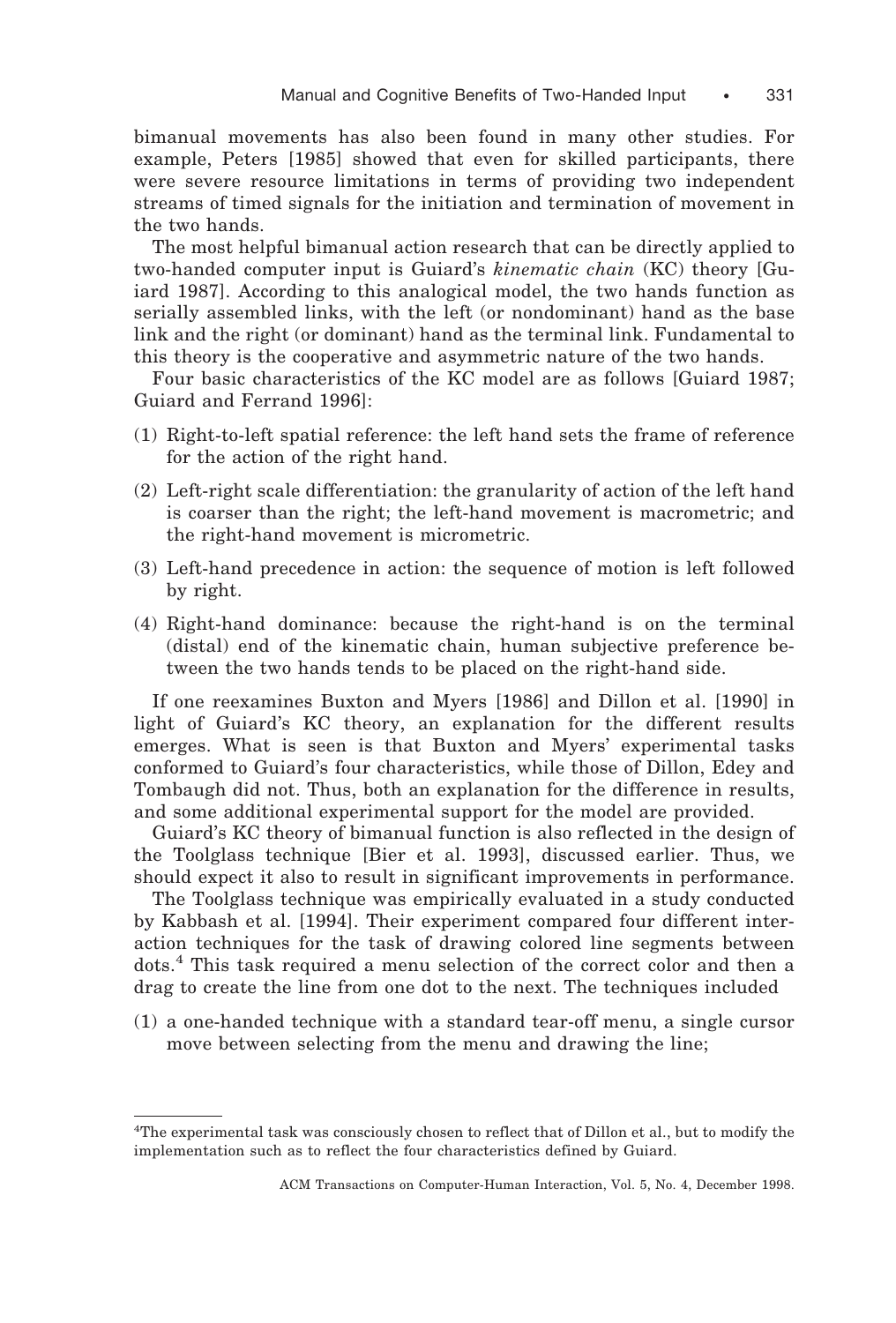bimanual movements has also been found in many other studies. For example, Peters [1985] showed that even for skilled participants, there were severe resource limitations in terms of providing two independent streams of timed signals for the initiation and termination of movement in the two hands.

The most helpful bimanual action research that can be directly applied to two-handed computer input is Guiard's *kinematic chain* (KC) theory [Guiard 1987]. According to this analogical model, the two hands function as serially assembled links, with the left (or nondominant) hand as the base link and the right (or dominant) hand as the terminal link. Fundamental to this theory is the cooperative and asymmetric nature of the two hands.

Four basic characteristics of the KC model are as follows [Guiard 1987; Guiard and Ferrand 1996]:

(1) Right-to-left spatial reference: the left hand sets the frame of reference for the action of the right hand.

(2) Left-right scale differentiation: the granularity of action of the left hand is coarser than the right; the left-hand movement is macrometric; and the right-hand movement is micrometric.

(3) Left-hand precedence in action: the sequence of motion is left followed by right.

(4) Right-hand dominance: because the right-hand is on the terminal (distal) end of the kinematic chain, human subjective preference between the two hands tends to be placed on the right-hand side.

If one reexamines Buxton and Myers [1986] and Dillon et al. [1990] in light of Guiard's KC theory, an explanation for the different results emerges. What is seen is that Buxton and Myers' experimental tasks conformed to Guiard's four characteristics, while those of Dillon, Edey and Tombaugh did not. Thus, both an explanation for the difference in results, and some additional experimental support for the model are provided.

Guiard's KC theory of bimanual function is also reflected in the design of the Toolglass technique [Bier et al. 1993], discussed earlier. Thus, we should expect it also to result in significant improvements in performance.

The Toolglass technique was empirically evaluated in a study conducted by Kabbash et al. [1994]. Their experiment compared four different interaction techniques for the task of drawing colored line segments between dots.[4] This task required a menu selection of the correct color and then a drag to create the line from one dot to the next. The techniques included

(1) a one-handed technique with a standard tear-off menu, a single cursor move between selecting from the menu and drawing the line;

[4] The experimental task was consciously chosen to reflect that of Dillon et al., but to modify the implementation such as to reflect the four characteristics defined by Guiard.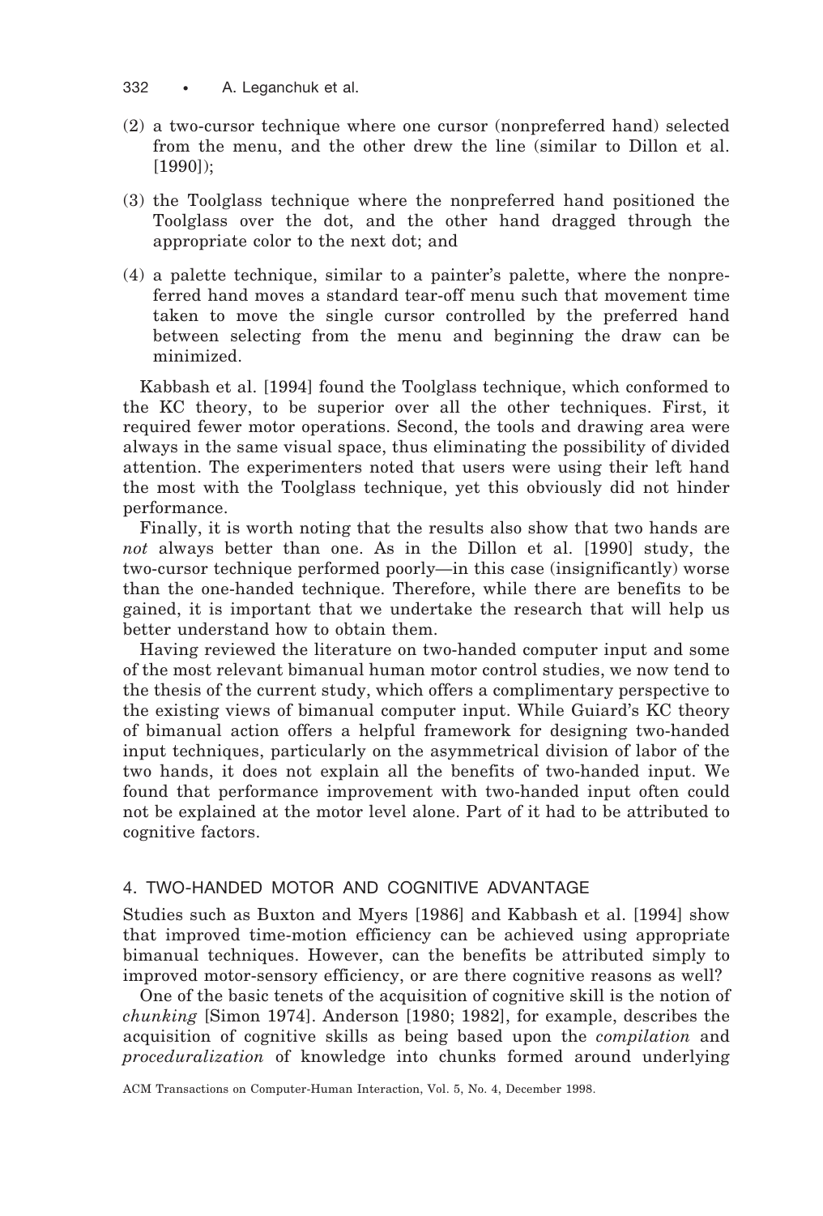(2) a two-cursor technique where one cursor (nonpreferred hand) selected from the menu, and the other drew the line (similar to Dillon et al. [1990]);

(3) the Toolglass technique where the nonpreferred hand positioned the Toolglass over the dot, and the other hand dragged through the appropriate color to the next dot; and

(4) a palette technique, similar to a painter's palette, where the nonpreferred hand moves a standard tear-off menu such that movement time taken to move the single cursor controlled by the preferred hand between selecting from the menu and beginning the draw can be minimized.

Kabbash et al. [1994] found the Toolglass technique, which conformed to the KC theory, to be superior over all the other techniques. First, it required fewer motor operations. Second, the tools and drawing area were always in the same visual space, thus eliminating the possibility of divided attention. The experimenters noted that users were using their left hand the most with the Toolglass technique, yet this obviously did not hinder performance.

Finally, it is worth noting that the results also show that two hands are *not* always better than one. As in the Dillon et al. [1990] study, the two-cursor technique performed poorly—in this case (insignificantly) worse than the one-handed technique. Therefore, while there are benefits to be gained, it is important that we undertake the research that will help us better understand how to obtain them.

Having reviewed the literature on two-handed computer input and some of the most relevant bimanual human motor control studies, we now tend to the thesis of the current study, which offers a complimentary perspective to the existing views of bimanual computer input. While Guiard's KC theory of bimanual action offers a helpful framework for designing two-handed input techniques, particularly on the asymmetrical division of labor of the two hands, it does not explain all the benefits of two-handed input. We found that performance improvement with two-handed input often could not be explained at the motor level alone. Part of it had to be attributed to cognitive factors.

## 4. TWO-HANDED MOTOR AND COGNITIVE ADVANTAGE

Studies such as Buxton and Myers [1986] and Kabbash et al. [1994] show that improved time-motion efficiency can be achieved using appropriate bimanual techniques. However, can the benefits be attributed simply to improved motor-sensory efficiency, or are there cognitive reasons as well?

One of the basic tenets of the acquisition of cognitive skill is the notion of *chunking* [Simon 1974]. Anderson [1980; 1982], for example, describes the acquisition of cognitive skills as being based upon the *compilation* and *proceduralization* of knowledge into chunks formed around underlying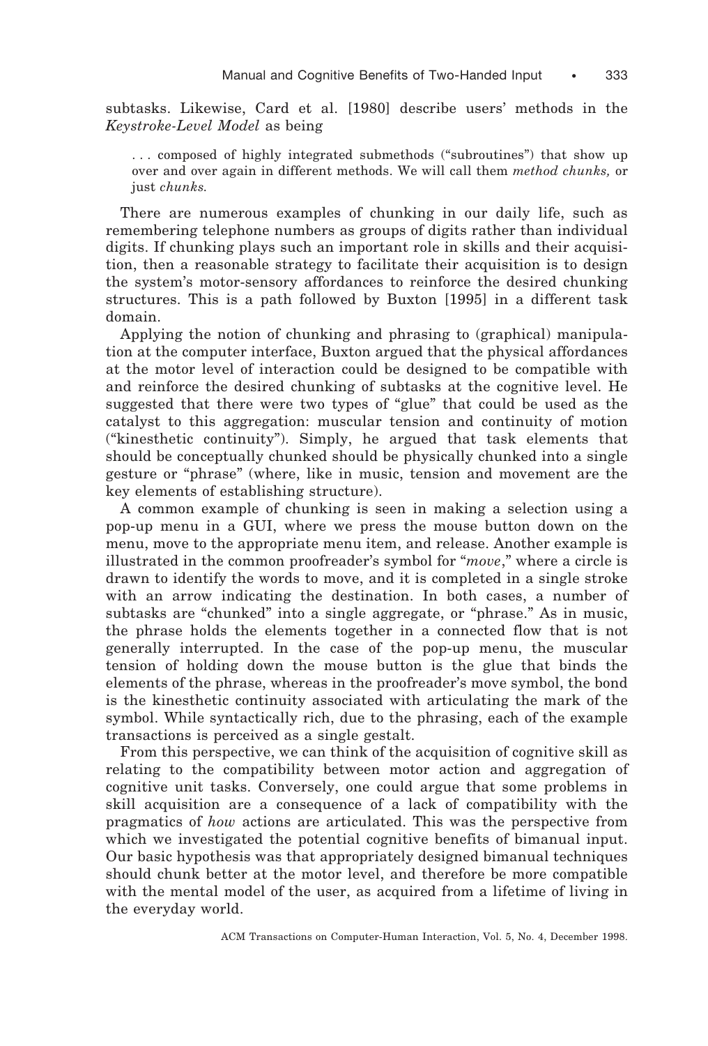subtasks. Likewise, Card et al. [1980] describe users' methods in the *Keystroke-Level Model* as being

> . . . composed of highly integrated submethods ("subroutines") that show up over and over again in different methods. We will call them *method chunks,* or just *chunks.*

There are numerous examples of chunking in our daily life, such as remembering telephone numbers as groups of digits rather than individual digits. If chunking plays such an important role in skills and their acquisition, then a reasonable strategy to facilitate their acquisition is to design the system's motor-sensory affordances to reinforce the desired chunking structures. This is a path followed by Buxton [1995] in a different task domain.

Applying the notion of chunking and phrasing to (graphical) manipulation at the computer interface, Buxton argued that the physical affordances at the motor level of interaction could be designed to be compatible with and reinforce the desired chunking of subtasks at the cognitive level. He suggested that there were two types of "glue" that could be used as the catalyst to this aggregation: muscular tension and continuity of motion ("kinesthetic continuity"). Simply, he argued that task elements that should be conceptually chunked should be physically chunked into a single gesture or "phrase" (where, like in music, tension and movement are the key elements of establishing structure).

A common example of chunking is seen in making a selection using a pop-up menu in a GUI, where we press the mouse button down on the menu, move to the appropriate menu item, and release. Another example is illustrated in the common proofreader's symbol for "*move*," where a circle is drawn to identify the words to move, and it is completed in a single stroke with an arrow indicating the destination. In both cases, a number of subtasks are "chunked" into a single aggregate, or "phrase." As in music, the phrase holds the elements together in a connected flow that is not generally interrupted. In the case of the pop-up menu, the muscular tension of holding down the mouse button is the glue that binds the elements of the phrase, whereas in the proofreader's move symbol, the bond is the kinesthetic continuity associated with articulating the mark of the symbol. While syntactically rich, due to the phrasing, each of the example transactions is perceived as a single gestalt.

From this perspective, we can think of the acquisition of cognitive skill as relating to the compatibility between motor action and aggregation of cognitive unit tasks. Conversely, one could argue that some problems in skill acquisition are a consequence of a lack of compatibility with the pragmatics of *how* actions are articulated. This was the perspective from which we investigated the potential cognitive benefits of bimanual input. Our basic hypothesis was that appropriately designed bimanual techniques should chunk better at the motor level, and therefore be more compatible with the mental model of the user, as acquired from a lifetime of living in the everyday world.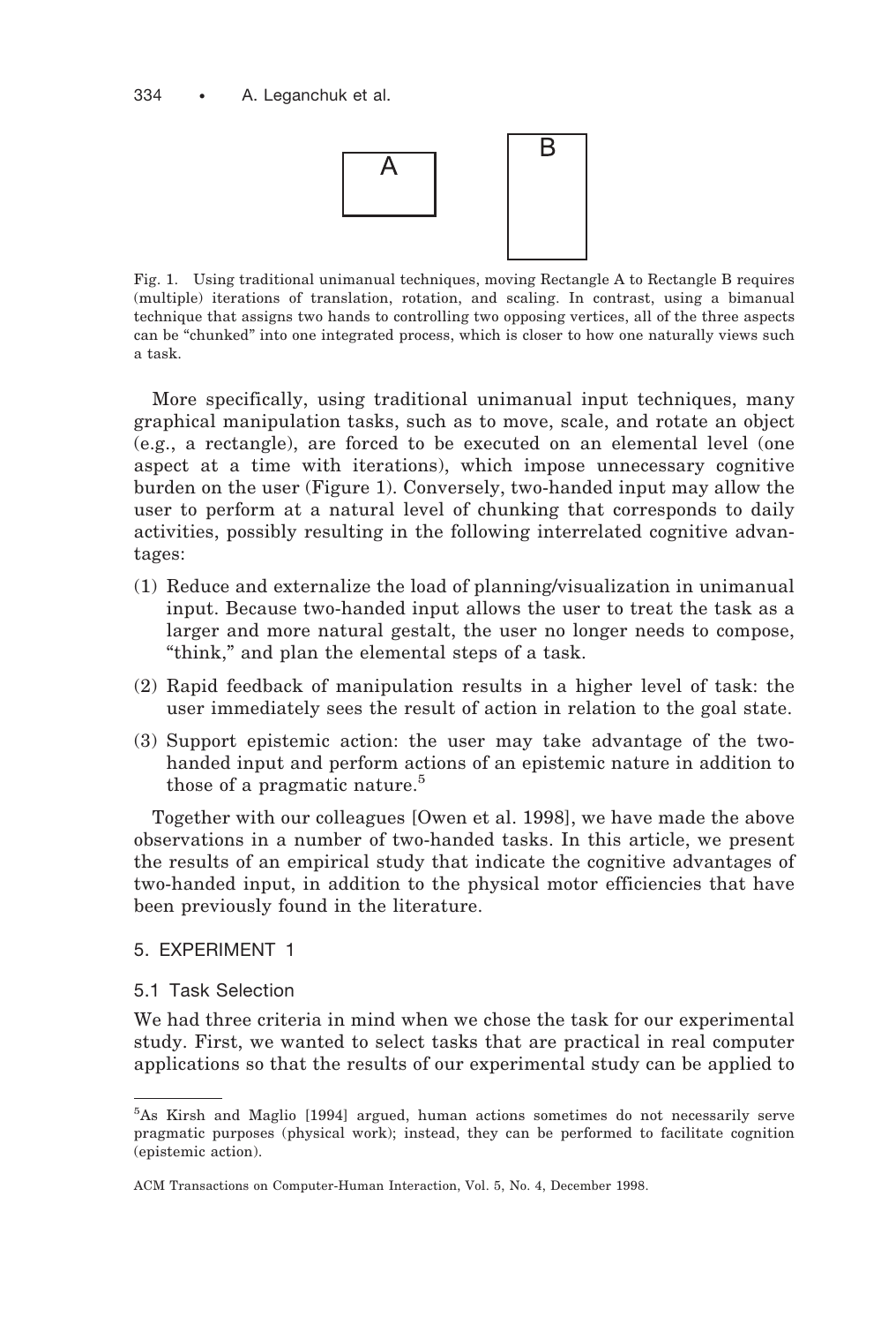A B

Fig. 1. Using traditional unimanual techniques, moving Rectangle A to Rectangle B requires (multiple) iterations of translation, rotation, and scaling. In contrast, using a bimanual technique that assigns two hands to controlling two opposing vertices, all of the three aspects can be "chunked" into one integrated process, which is closer to how one naturally views such a task.

More specifically, using traditional unimanual input techniques, many graphical manipulation tasks, such as to move, scale, and rotate an object (e.g., a rectangle), are forced to be executed on an elemental level (one aspect at a time with iterations), which impose unnecessary cognitive burden on the user (Figure 1). Conversely, two-handed input may allow the user to perform at a natural level of chunking that corresponds to daily activities, possibly resulting in the following interrelated cognitive advantages:

(1) Reduce and externalize the load of planning/visualization in unimanual input. Because two-handed input allows the user to treat the task as a larger and more natural gestalt, the user no longer needs to compose, "think," and plan the elemental steps of a task.

(2) Rapid feedback of manipulation results in a higher level of task: the user immediately sees the result of action in relation to the goal state.

(3) Support epistemic action: the user may take advantage of the two-handed input and perform actions of an epistemic nature in addition to those of a pragmatic nature.[5]

Together with our colleagues [Owen et al. 1998], we have made the above observations in a number of two-handed tasks. In this article, we present the results of an empirical study that indicate the cognitive advantages of two-handed input, in addition to the physical motor efficiencies that have been previously found in the literature.

## 5. EXPERIMENT 1

### 5.1 Task Selection

We had three criteria in mind when we chose the task for our experimental study. First, we wanted to select tasks that are practical in real computer applications so that the results of our experimental study can be applied to

[5]As Kirsh and Maglio [1994] argued, human actions sometimes do not necessarily serve pragmatic purposes (physical work); instead, they can be performed to facilitate cognition (epistemic action).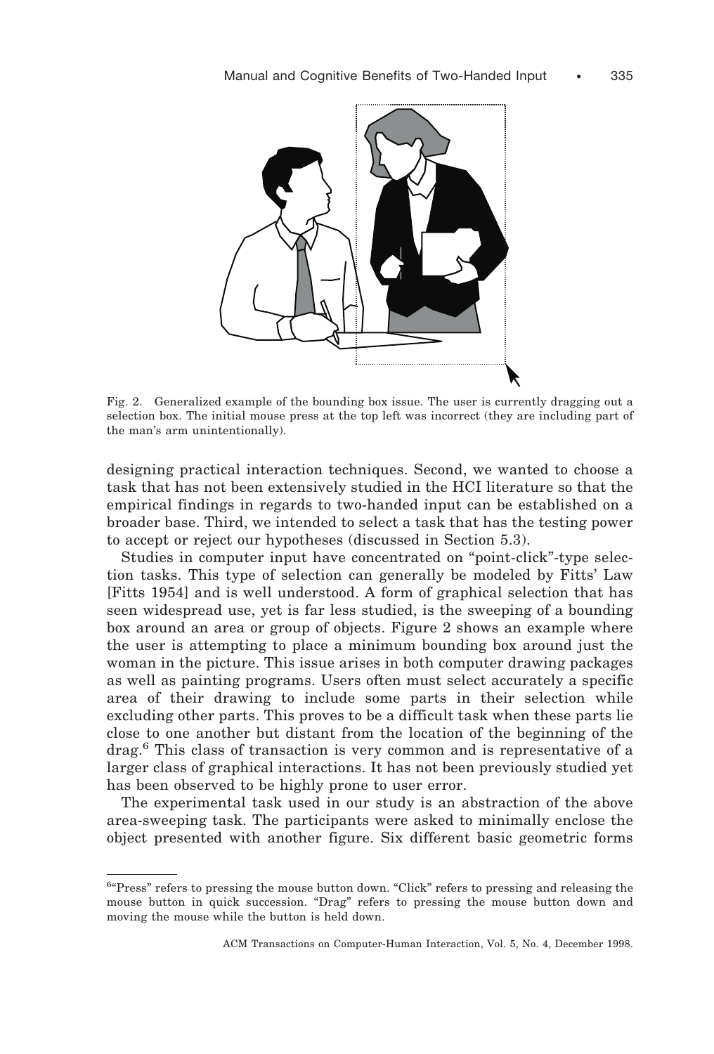Fig. 2. Generalized example of the bounding box issue. The user is currently dragging out a selection box. The initial mouse press at the top left was incorrect (they are including part of the man's arm unintentionally).

designing practical interaction techniques. Second, we wanted to choose a task that has not been extensively studied in the HCI literature so that the empirical findings in regards to two-handed input can be established on a broader base. Third, we intended to select a task that has the testing power to accept or reject our hypotheses (discussed in Section 5.3).

Studies in computer input have concentrated on "point-click"-type selection tasks. This type of selection can generally be modeled by Fitts' Law [Fitts 1954] and is well understood. A form of graphical selection that has seen widespread use, yet is far less studied, is the sweeping of a bounding box around an area or group of objects. Figure 2 shows an example where the user is attempting to place a minimum bounding box around just the woman in the picture. This issue arises in both computer drawing packages as well as painting programs. Users often must select accurately a specific area of their drawing to include some parts in their selection while excluding other parts. This proves to be a difficult task when these parts lie close to one another but distant from the location of the beginning of the drag.[6] This class of transaction is very common and is representative of a larger class of graphical interactions. It has not been previously studied yet has been observed to be highly prone to user error.

The experimental task used in our study is an abstraction of the above area-sweeping task. The participants were asked to minimally enclose the object presented with another figure. Six different basic geometric forms

[6] "Press" refers to pressing the mouse button down. "Click" refers to pressing and releasing the mouse button in quick succession. "Drag" refers to pressing the mouse button down and moving the mouse while the button is held down.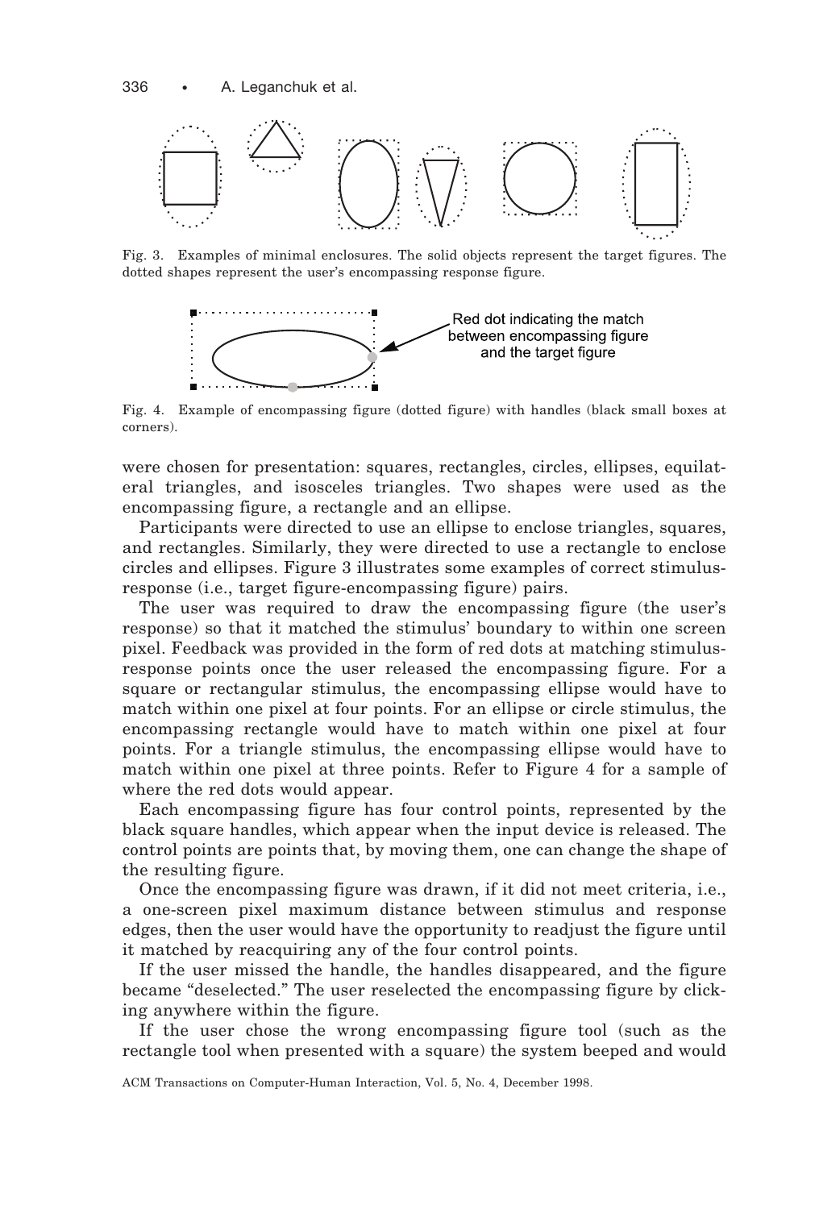Fig. 3. Examples of minimal enclosures. The solid objects represent the target figures. The dotted shapes represent the user's encompassing response figure.

Red dot indicating the match between encompassing figure and the target figure

Fig. 4. Example of encompassing figure (dotted figure) with handles (black small boxes at corners).

were chosen for presentation: squares, rectangles, circles, ellipses, equilateral triangles, and isosceles triangles. Two shapes were used as the encompassing figure, a rectangle and an ellipse.

Participants were directed to use an ellipse to enclose triangles, squares, and rectangles. Similarly, they were directed to use a rectangle to enclose circles and ellipses. Figure 3 illustrates some examples of correct stimulus-response (i.e., target figure-encompassing figure) pairs.

The user was required to draw the encompassing figure (the user's response) so that it matched the stimulus' boundary to within one screen pixel. Feedback was provided in the form of red dots at matching stimulus-response points once the user released the encompassing figure. For a square or rectangular stimulus, the encompassing ellipse would have to match within one pixel at four points. For an ellipse or circle stimulus, the encompassing rectangle would have to match within one pixel at four points. For a triangle stimulus, the encompassing ellipse would have to match within one pixel at three points. Refer to Figure 4 for a sample of where the red dots would appear.

Each encompassing figure has four control points, represented by the black square handles, which appear when the input device is released. The control points are points that, by moving them, one can change the shape of the resulting figure.

Once the encompassing figure was drawn, if it did not meet criteria, i.e., a one-screen pixel maximum distance between stimulus and response edges, then the user would have the opportunity to readjust the figure until it matched by reacquiring any of the four control points.

If the user missed the handle, the handles disappeared, and the figure became "deselected." The user reselected the encompassing figure by clicking anywhere within the figure.

If the user chose the wrong encompassing figure tool (such as the rectangle tool when presented with a square) the system beeped and would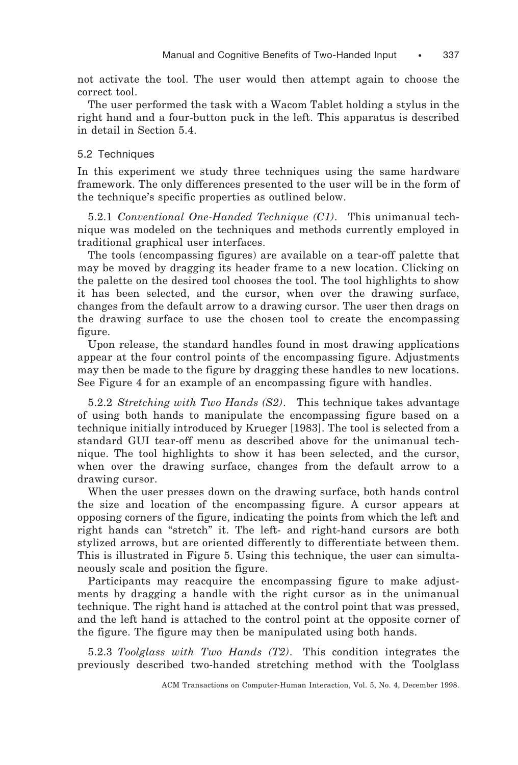not activate the tool. The user would then attempt again to choose the correct tool.

The user performed the task with a Wacom Tablet holding a stylus in the right hand and a four-button puck in the left. This apparatus is described in detail in Section 5.4.

### 5.2 Techniques

In this experiment we study three techniques using the same hardware framework. The only differences presented to the user will be in the form of the technique's specific properties as outlined below.

5.2.1 *Conventional One-Handed Technique (C1).* This unimanual technique was modeled on the techniques and methods currently employed in traditional graphical user interfaces.

The tools (encompassing figures) are available on a tear-off palette that may be moved by dragging its header frame to a new location. Clicking on the palette on the desired tool chooses the tool. The tool highlights to show it has been selected, and the cursor, when over the drawing surface, changes from the default arrow to a drawing cursor. The user then drags on the drawing surface to use the chosen tool to create the encompassing figure.

Upon release, the standard handles found in most drawing applications appear at the four control points of the encompassing figure. Adjustments may then be made to the figure by dragging these handles to new locations. See Figure 4 for an example of an encompassing figure with handles.

5.2.2 *Stretching with Two Hands (S2).* This technique takes advantage of using both hands to manipulate the encompassing figure based on a technique initially introduced by Krueger [1983]. The tool is selected from a standard GUI tear-off menu as described above for the unimanual technique. The tool highlights to show it has been selected, and the cursor, when over the drawing surface, changes from the default arrow to a drawing cursor.

When the user presses down on the drawing surface, both hands control the size and location of the encompassing figure. A cursor appears at opposing corners of the figure, indicating the points from which the left and right hands can "stretch" it. The left- and right-hand cursors are both stylized arrows, but are oriented differently to differentiate between them. This is illustrated in Figure 5. Using this technique, the user can simultaneously scale and position the figure.

Participants may reacquire the encompassing figure to make adjustments by dragging a handle with the right cursor as in the unimanual technique. The right hand is attached at the control point that was pressed, and the left hand is attached to the control point at the opposite corner of the figure. The figure may then be manipulated using both hands.

5.2.3 *Toolglass with Two Hands (T2).* This condition integrates the previously described two-handed stretching method with the Toolglass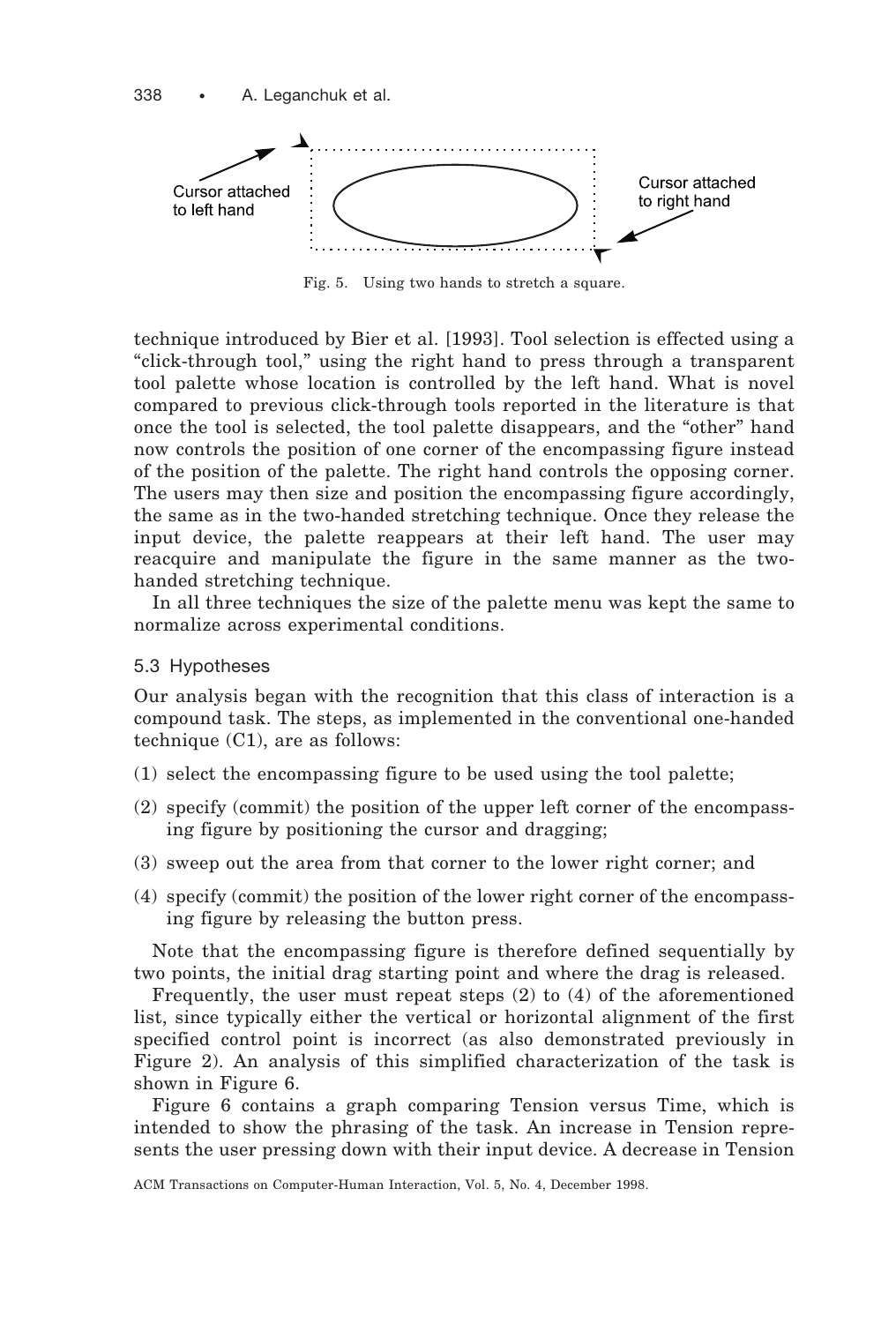Cursor attached to left hand

Cursor attached to right hand

Fig. 5. Using two hands to stretch a square.

technique introduced by Bier et al. [1993]. Tool selection is effected using a "click-through tool," using the right hand to press through a transparent tool palette whose location is controlled by the left hand. What is novel compared to previous click-through tools reported in the literature is that once the tool is selected, the tool palette disappears, and the "other" hand now controls the position of one corner of the encompassing figure instead of the position of the palette. The right hand controls the opposing corner. The users may then size and position the encompassing figure accordingly, the same as in the two-handed stretching technique. Once they release the input device, the palette reappears at their left hand. The user may reacquire and manipulate the figure in the same manner as the two-handed stretching technique.

In all three techniques the size of the palette menu was kept the same to normalize across experimental conditions.

### 5.3 Hypotheses

Our analysis began with the recognition that this class of interaction is a compound task. The steps, as implemented in the conventional one-handed technique (C1), are as follows:

(1) select the encompassing figure to be used using the tool palette;

(2) specify (commit) the position of the upper left corner of the encompassing figure by positioning the cursor and dragging;

(3) sweep out the area from that corner to the lower right corner; and

(4) specify (commit) the position of the lower right corner of the encompassing figure by releasing the button press.

Note that the encompassing figure is therefore defined sequentially by two points, the initial drag starting point and where the drag is released.

Frequently, the user must repeat steps (2) to (4) of the aforementioned list, since typically either the vertical or horizontal alignment of the first specified control point is incorrect (as also demonstrated previously in Figure 2). An analysis of this simplified characterization of the task is shown in Figure 6.

Figure 6 contains a graph comparing Tension versus Time, which is intended to show the phrasing of the task. An increase in Tension represents the user pressing down with their input device. A decrease in Tension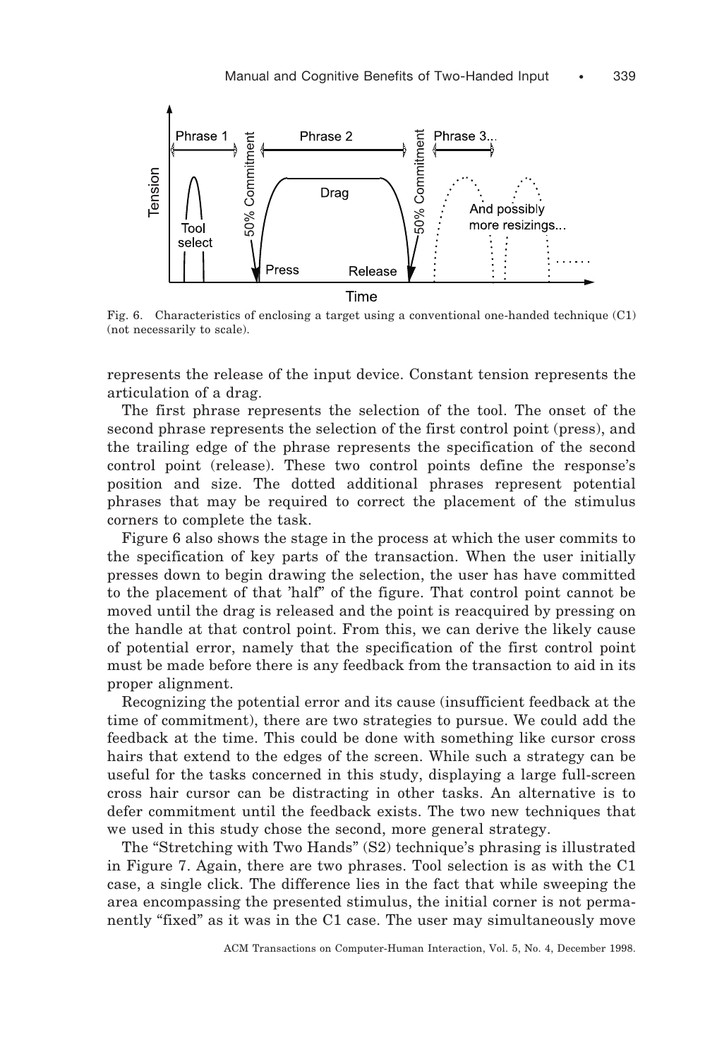Phrase 1

Phrase 2

Phrase 3...

50% Commitment

50% Commitment

Tension

Tool select

Drag

Press

Release

And possibly more resizings...

Time

Fig. 6. Characteristics of enclosing a target using a conventional one-handed technique (C1) (not necessarily to scale).

represents the release of the input device. Constant tension represents the articulation of a drag.

The first phrase represents the selection of the tool. The onset of the second phrase represents the selection of the first control point (press), and the trailing edge of the phrase represents the specification of the second control point (release). These two control points define the response's position and size. The dotted additional phrases represent potential phrases that may be required to correct the placement of the stimulus corners to complete the task.

Figure 6 also shows the stage in the process at which the user commits to the specification of key parts of the transaction. When the user initially presses down to begin drawing the selection, the user has have committed to the placement of that 'half" of the figure. That control point cannot be moved until the drag is released and the point is reacquired by pressing on the handle at that control point. From this, we can derive the likely cause of potential error, namely that the specification of the first control point must be made before there is any feedback from the transaction to aid in its proper alignment.

Recognizing the potential error and its cause (insufficient feedback at the time of commitment), there are two strategies to pursue. We could add the feedback at the time. This could be done with something like cursor cross hairs that extend to the edges of the screen. While such a strategy can be useful for the tasks concerned in this study, displaying a large full-screen cross hair cursor can be distracting in other tasks. An alternative is to defer commitment until the feedback exists. The two new techniques that we used in this study chose the second, more general strategy.

The "Stretching with Two Hands" (S2) technique's phrasing is illustrated in Figure 7. Again, there are two phrases. Tool selection is as with the C1 case, a single click. The difference lies in the fact that while sweeping the area encompassing the presented stimulus, the initial corner is not permanently "fixed" as it was in the C1 case. The user may simultaneously move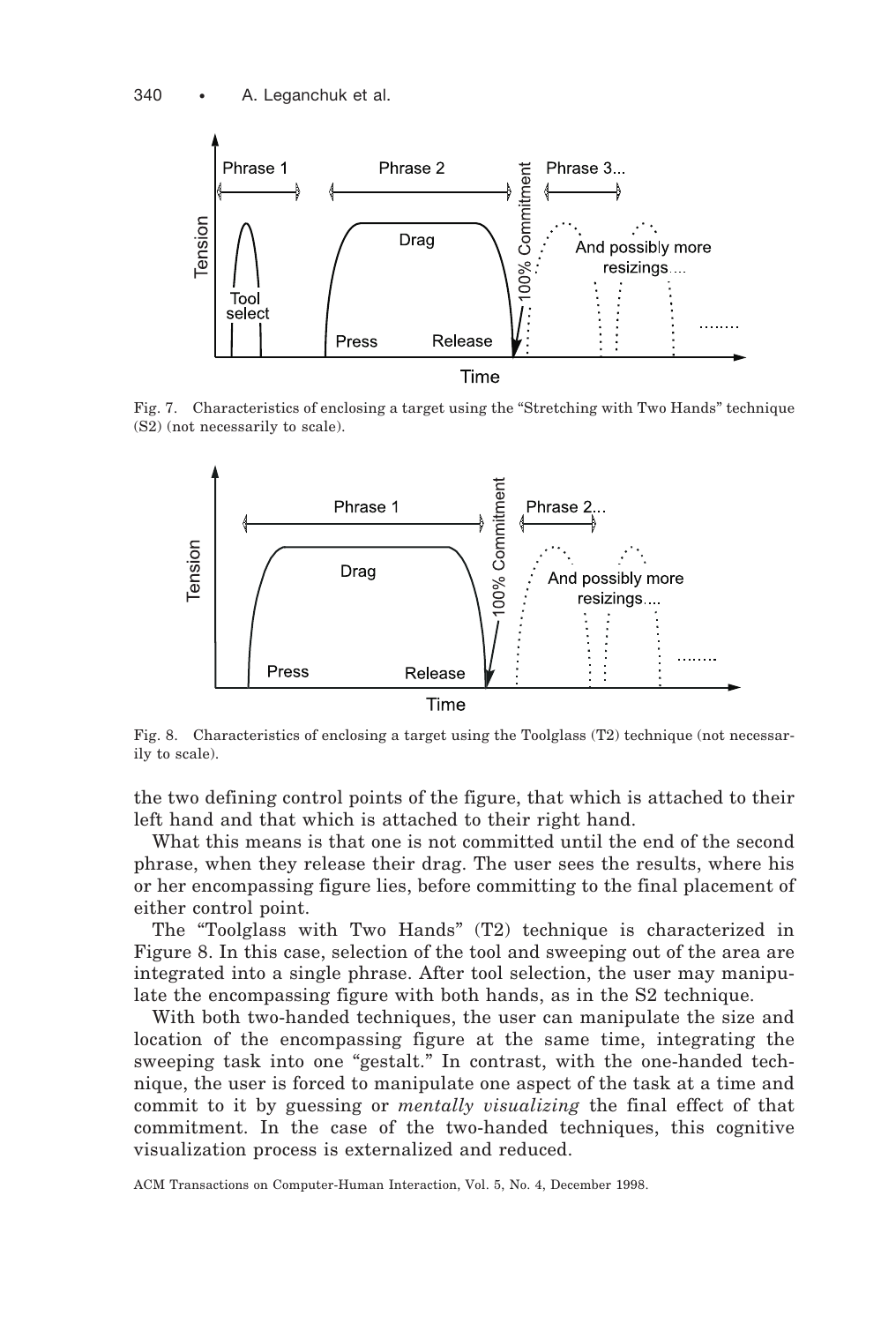Fig. 7. Characteristics of enclosing a target using the "Stretching with Two Hands" technique (S2) (not necessarily to scale).

Fig. 8. Characteristics of enclosing a target using the Toolglass (T2) technique (not necessarily to scale).

the two defining control points of the figure, that which is attached to their left hand and that which is attached to their right hand.

What this means is that one is not committed until the end of the second phrase, when they release their drag. The user sees the results, where his or her encompassing figure lies, before committing to the final placement of either control point.

The "Toolglass with Two Hands" (T2) technique is characterized in Figure 8. In this case, selection of the tool and sweeping out of the area are integrated into a single phrase. After tool selection, the user may manipulate the encompassing figure with both hands, as in the S2 technique.

With both two-handed techniques, the user can manipulate the size and location of the encompassing figure at the same time, integrating the sweeping task into one "gestalt." In contrast, with the one-handed technique, the user is forced to manipulate one aspect of the task at a time and commit to it by guessing or *mentally visualizing* the final effect of that commitment. In the case of the two-handed techniques, this cognitive visualization process is externalized and reduced.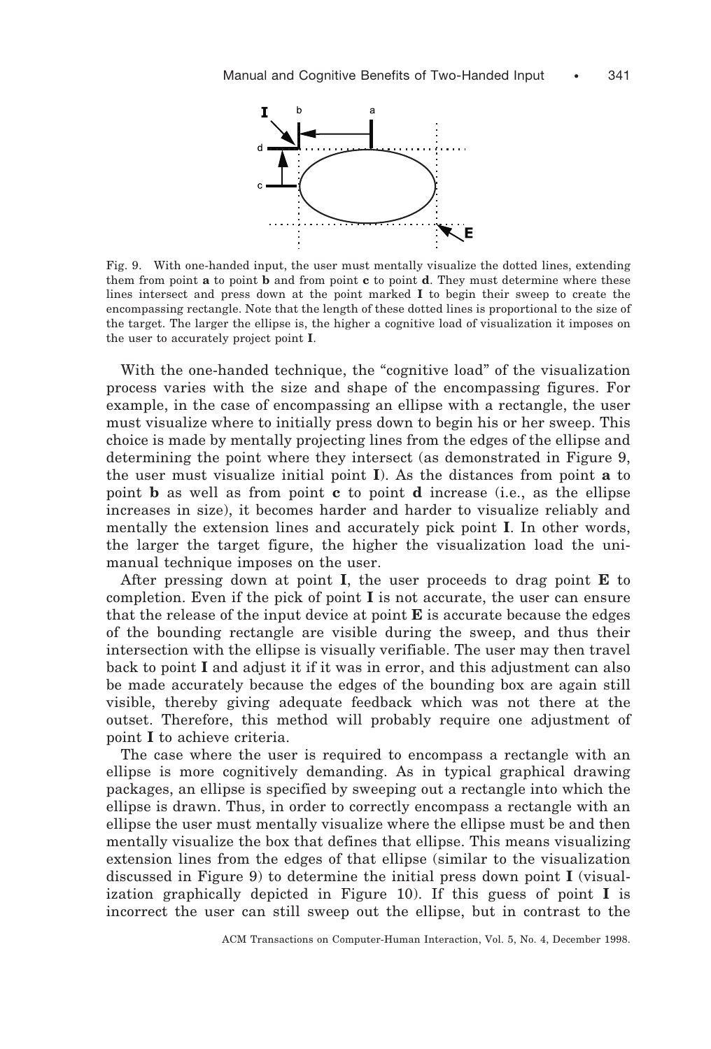Fig. 9. With one-handed input, the user must mentally visualize the dotted lines, extending them from point **a** to point **b** and from point **c** to point **d**. They must determine where these lines intersect and press down at the point marked **I** to begin their sweep to create the encompassing rectangle. Note that the length of these dotted lines is proportional to the size of the target. The larger the ellipse is, the higher a cognitive load of visualization it imposes on the user to accurately project point **I**.

With the one-handed technique, the "cognitive load" of the visualization process varies with the size and shape of the encompassing figures. For example, in the case of encompassing an ellipse with a rectangle, the user must visualize where to initially press down to begin his or her sweep. This choice is made by mentally projecting lines from the edges of the ellipse and determining the point where they intersect (as demonstrated in Figure 9, the user must visualize initial point **I**). As the distances from point **a** to point **b** as well as from point **c** to point **d** increase (i.e., as the ellipse increases in size), it becomes harder and harder to visualize reliably and mentally the extension lines and accurately pick point **I**. In other words, the larger the target figure, the higher the visualization load the unimanual technique imposes on the user.

After pressing down at point **I**, the user proceeds to drag point **E** to completion. Even if the pick of point **I** is not accurate, the user can ensure that the release of the input device at point **E** is accurate because the edges of the bounding rectangle are visible during the sweep, and thus their intersection with the ellipse is visually verifiable. The user may then travel back to point **I** and adjust it if it was in error, and this adjustment can also be made accurately because the edges of the bounding box are again still visible, thereby giving adequate feedback which was not there at the outset. Therefore, this method will probably require one adjustment of point **I** to achieve criteria.

The case where the user is required to encompass a rectangle with an ellipse is more cognitively demanding. As in typical graphical drawing packages, an ellipse is specified by sweeping out a rectangle into which the ellipse is drawn. Thus, in order to correctly encompass a rectangle with an ellipse the user must mentally visualize where the ellipse must be and then mentally visualize the box that defines that ellipse. This means visualizing extension lines from the edges of that ellipse (similar to the visualization discussed in Figure 9) to determine the initial press down point **I** (visualization graphically depicted in Figure 10). If this guess of point **I** is incorrect the user can still sweep out the ellipse, but in contrast to the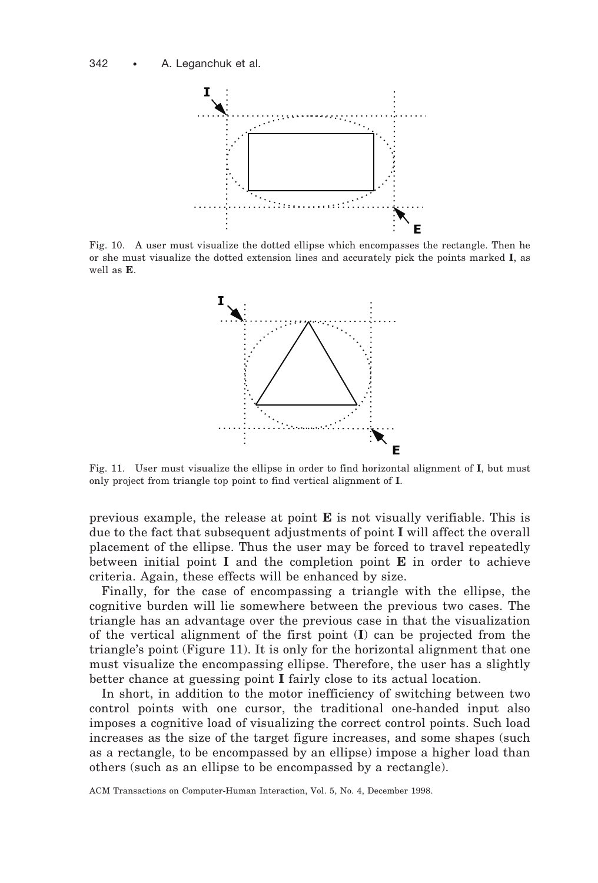Fig. 10. A user must visualize the dotted ellipse which encompasses the rectangle. Then he or she must visualize the dotted extension lines and accurately pick the points marked **I**, as well as **E**.

Fig. 11. User must visualize the ellipse in order to find horizontal alignment of **I**, but must only project from triangle top point to find vertical alignment of **I**.

previous example, the release at point **E** is not visually verifiable. This is due to the fact that subsequent adjustments of point **I** will affect the overall placement of the ellipse. Thus the user may be forced to travel repeatedly between initial point **I** and the completion point **E** in order to achieve criteria. Again, these effects will be enhanced by size.

Finally, for the case of encompassing a triangle with the ellipse, the cognitive burden will lie somewhere between the previous two cases. The triangle has an advantage over the previous case in that the visualization of the vertical alignment of the first point (**I**) can be projected from the triangle's point (Figure 11). It is only for the horizontal alignment that one must visualize the encompassing ellipse. Therefore, the user has a slightly better chance at guessing point **I** fairly close to its actual location.

In short, in addition to the motor inefficiency of switching between two control points with one cursor, the traditional one-handed input also imposes a cognitive load of visualizing the correct control points. Such load increases as the size of the target figure increases, and some shapes (such as a rectangle, to be encompassed by an ellipse) impose a higher load than others (such as an ellipse to be encompassed by a rectangle).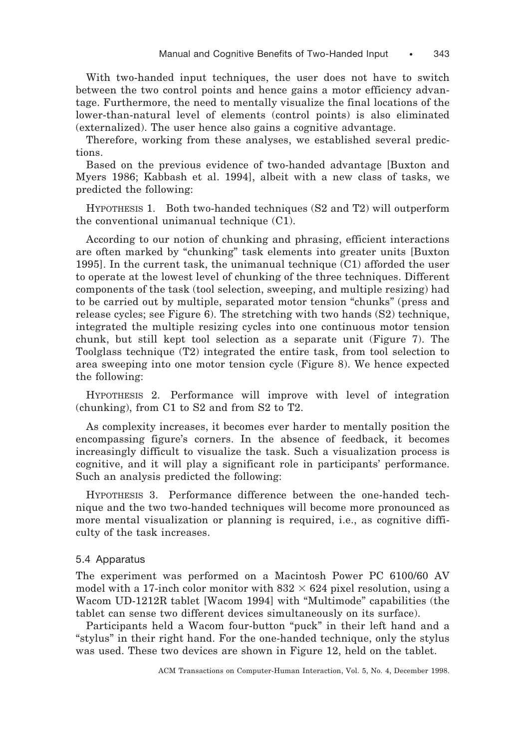With two-handed input techniques, the user does not have to switch between the two control points and hence gains a motor efficiency advantage. Furthermore, the need to mentally visualize the final locations of the lower-than-natural level of elements (control points) is also eliminated (externalized). The user hence also gains a cognitive advantage.

Therefore, working from these analyses, we established several predictions.

Based on the previous evidence of two-handed advantage [Buxton and Myers 1986; Kabbash et al. 1994], albeit with a new class of tasks, we predicted the following:

HYPOTHESIS 1. Both two-handed techniques (S2 and T2) will outperform the conventional unimanual technique (C1).

According to our notion of chunking and phrasing, efficient interactions are often marked by "chunking" task elements into greater units [Buxton 1995]. In the current task, the unimanual technique (C1) afforded the user to operate at the lowest level of chunking of the three techniques. Different components of the task (tool selection, sweeping, and multiple resizing) had to be carried out by multiple, separated motor tension "chunks" (press and release cycles; see Figure 6). The stretching with two hands (S2) technique, integrated the multiple resizing cycles into one continuous motor tension chunk, but still kept tool selection as a separate unit (Figure 7). The Toolglass technique (T2) integrated the entire task, from tool selection to area sweeping into one motor tension cycle (Figure 8). We hence expected the following:

HYPOTHESIS 2. Performance will improve with level of integration (chunking), from C1 to S2 and from S2 to T2.

As complexity increases, it becomes ever harder to mentally position the encompassing figure's corners. In the absence of feedback, it becomes increasingly difficult to visualize the task. Such a visualization process is cognitive, and it will play a significant role in participants' performance. Such an analysis predicted the following:

HYPOTHESIS 3. Performance difference between the one-handed technique and the two two-handed techniques will become more pronounced as more mental visualization or planning is required, i.e., as cognitive difficulty of the task increases.

### 5.4 Apparatus

The experiment was performed on a Macintosh Power PC 6100/60 AV model with a 17-inch color monitor with $832 \times 624$ pixel resolution, using a Wacom UD-1212R tablet [Wacom 1994] with "Multimode" capabilities (the tablet can sense two different devices simultaneously on its surface).

Participants held a Wacom four-button "puck" in their left hand and a "stylus" in their right hand. For the one-handed technique, only the stylus was used. These two devices are shown in Figure 12, held on the tablet.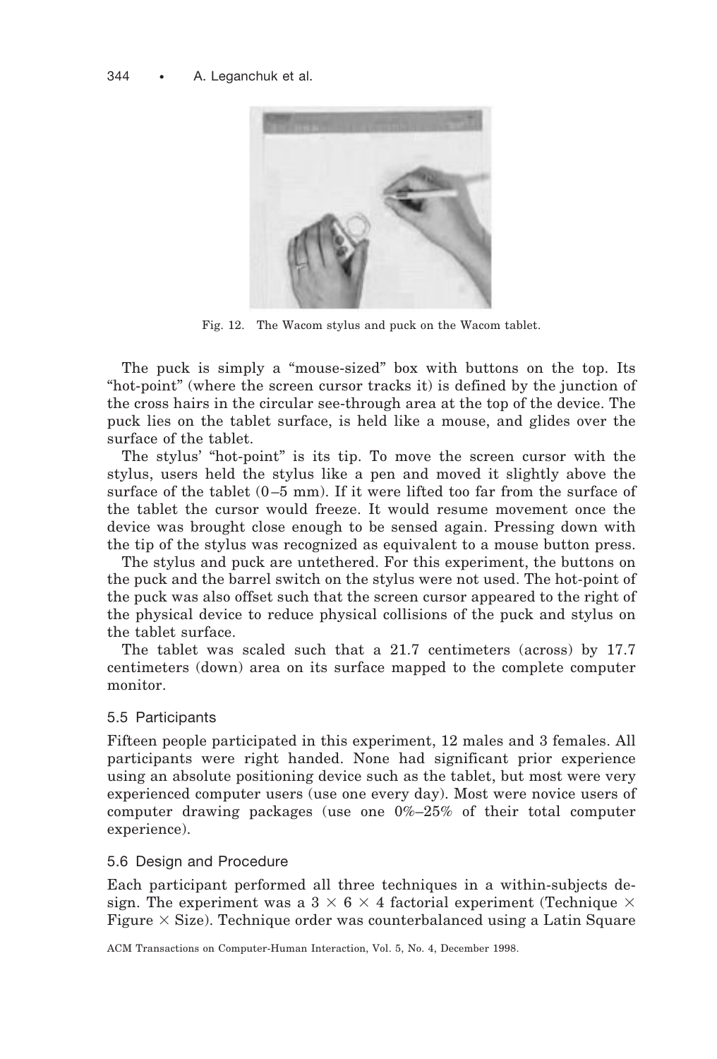Fig. 12. The Wacom stylus and puck on the Wacom tablet.

The puck is simply a "mouse-sized" box with buttons on the top. Its "hot-point" (where the screen cursor tracks it) is defined by the junction of the cross hairs in the circular see-through area at the top of the device. The puck lies on the tablet surface, is held like a mouse, and glides over the surface of the tablet.

The stylus' "hot-point" is its tip. To move the screen cursor with the stylus, users held the stylus like a pen and moved it slightly above the surface of the tablet (0–5 mm). If it were lifted too far from the surface of the tablet the cursor would freeze. It would resume movement once the device was brought close enough to be sensed again. Pressing down with the tip of the stylus was recognized as equivalent to a mouse button press.

The stylus and puck are untethered. For this experiment, the buttons on the puck and the barrel switch on the stylus were not used. The hot-point of the puck was also offset such that the screen cursor appeared to the right of the physical device to reduce physical collisions of the puck and stylus on the tablet surface.

The tablet was scaled such that a 21.7 centimeters (across) by 17.7 centimeters (down) area on its surface mapped to the complete computer monitor.

### 5.5 Participants

Fifteen people participated in this experiment, 12 males and 3 females. All participants were right handed. None had significant prior experience using an absolute positioning device such as the tablet, but most were very experienced computer users (use one every day). Most were novice users of computer drawing packages (use one 0%–25% of their total computer experience).

### 5.6 Design and Procedure

Each participant performed all three techniques in a within-subjects design. The experiment was a $3 \times 6 \times 4$ factorial experiment (Technique $\times$ Figure $\times$ Size). Technique order was counterbalanced using a Latin Square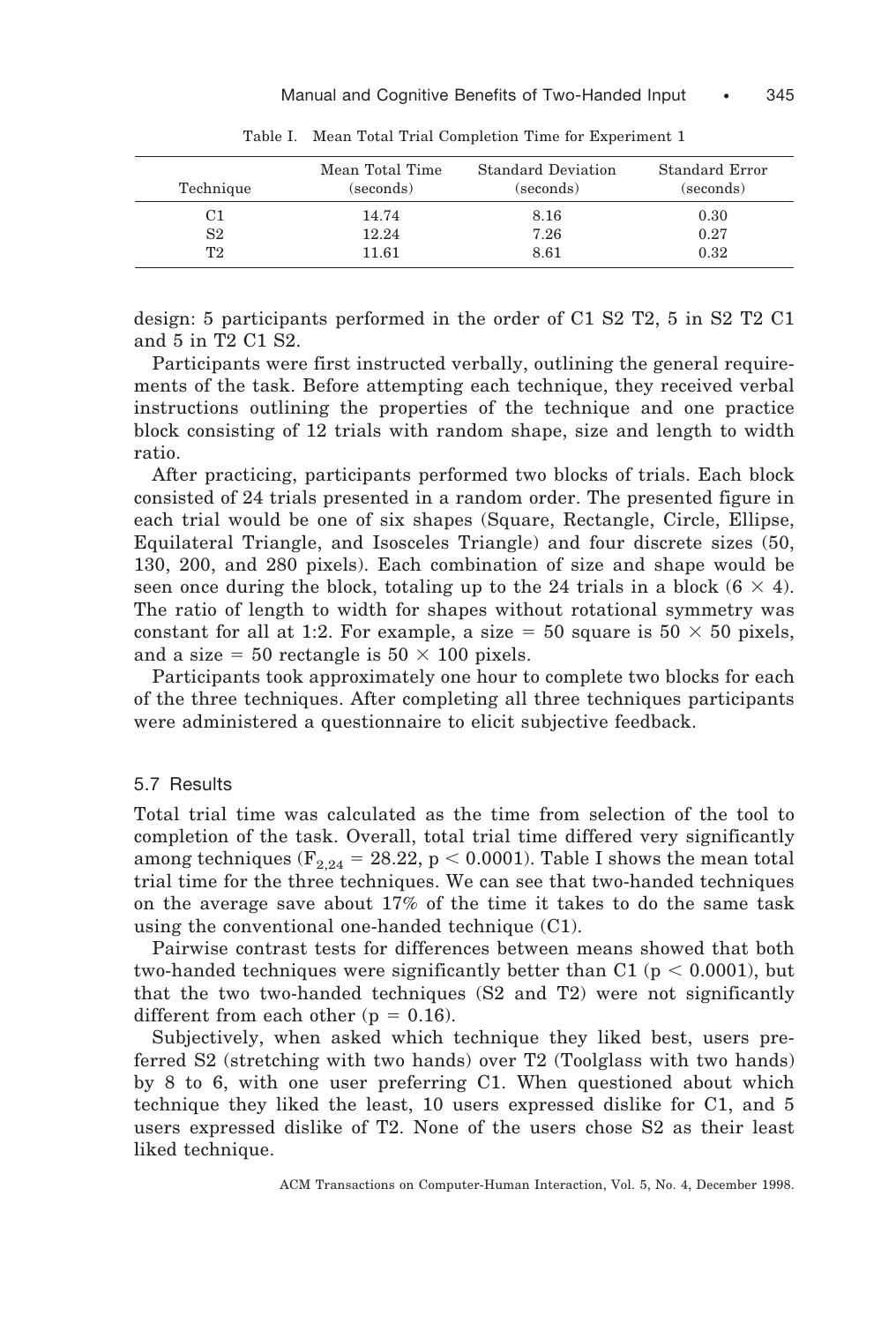Table I. Mean Total Trial Completion Time for Experiment 1

| Technique | Mean Total Time (seconds) | Standard Deviation (seconds) | Standard Error (seconds) |
|---|---|---|---|
| C1 | 14.74 | 8.16 | 0.30 |
| S2 | 12.24 | 7.26 | 0.27 |
| T2 | 11.61 | 8.61 | 0.32 |

design: 5 participants performed in the order of C1 S2 T2, 5 in S2 T2 C1 and 5 in T2 C1 S2.

Participants were first instructed verbally, outlining the general requirements of the task. Before attempting each technique, they received verbal instructions outlining the properties of the technique and one practice block consisting of 12 trials with random shape, size and length to width ratio.

After practicing, participants performed two blocks of trials. Each block consisted of 24 trials presented in a random order. The presented figure in each trial would be one of six shapes (Square, Rectangle, Circle, Ellipse, Equilateral Triangle, and Isosceles Triangle) and four discrete sizes (50, 130, 200, and 280 pixels). Each combination of size and shape would be seen once during the block, totaling up to the 24 trials in a block ($6 \times 4$). The ratio of length to width for shapes without rotational symmetry was constant for all at 1:2. For example, a size = 50 square is $50 \times 50$ pixels, and a size = 50 rectangle is $50 \times 100$ pixels.

Participants took approximately one hour to complete two blocks for each of the three techniques. After completing all three techniques participants were administered a questionnaire to elicit subjective feedback.

### 5.7 Results

Total trial time was calculated as the time from selection of the tool to completion of the task. Overall, total trial time differed very significantly among techniques ($F_{2,24} = 28.22$, $p < 0.0001$). Table I shows the mean total trial time for the three techniques. We can see that two-handed techniques on the average save about 17% of the time it takes to do the same task using the conventional one-handed technique (C1).

Pairwise contrast tests for differences between means showed that both two-handed techniques were significantly better than C1 ($p < 0.0001$), but that the two two-handed techniques (S2 and T2) were not significantly different from each other ($p = 0.16$).

Subjectively, when asked which technique they liked best, users preferred S2 (stretching with two hands) over T2 (Toolglass with two hands) by 8 to 6, with one user preferring C1. When questioned about which technique they liked the least, 10 users expressed dislike for C1, and 5 users expressed dislike of T2. None of the users chose S2 as their least liked technique.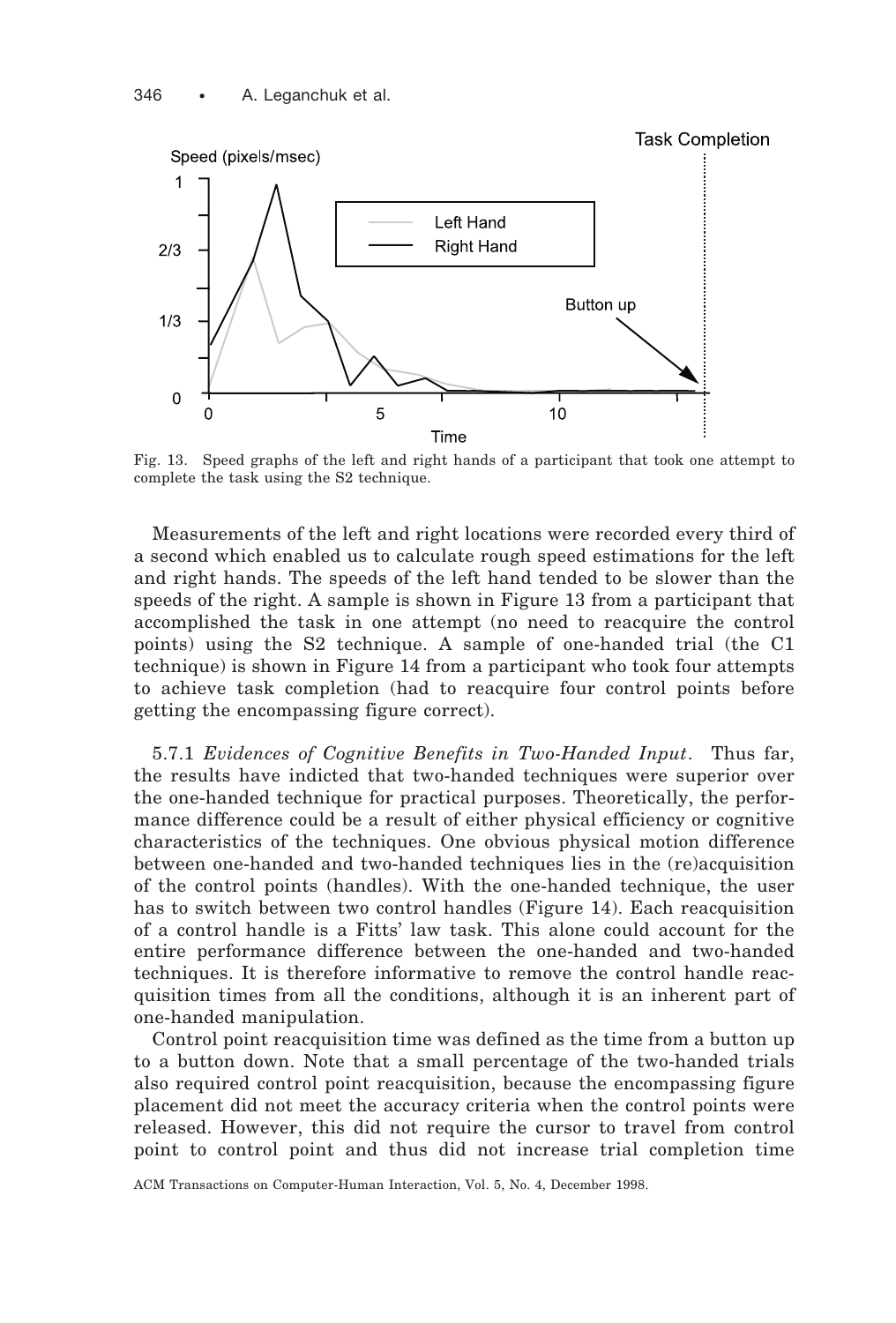Fig. 13. Speed graphs of the left and right hands of a participant that took one attempt to complete the task using the S2 technique.

Measurements of the left and right locations were recorded every third of a second which enabled us to calculate rough speed estimations for the left and right hands. The speeds of the left hand tended to be slower than the speeds of the right. A sample is shown in Figure 13 from a participant that accomplished the task in one attempt (no need to reacquire the control points) using the S2 technique. A sample of one-handed trial (the C1 technique) is shown in Figure 14 from a participant who took four attempts to achieve task completion (had to reacquire four control points before getting the encompassing figure correct).

5.7.1 *Evidences of Cognitive Benefits in Two-Handed Input*. Thus far, the results have indicted that two-handed techniques were superior over the one-handed technique for practical purposes. Theoretically, the performance difference could be a result of either physical efficiency or cognitive characteristics of the techniques. One obvious physical motion difference between one-handed and two-handed techniques lies in the (re)acquisition of the control points (handles). With the one-handed technique, the user has to switch between two control handles (Figure 14). Each reacquisition of a control handle is a Fitts' law task. This alone could account for the entire performance difference between the one-handed and two-handed techniques. It is therefore informative to remove the control handle reacquisition times from all the conditions, although it is an inherent part of one-handed manipulation.

Control point reacquisition time was defined as the time from a button up to a button down. Note that a small percentage of the two-handed trials also required control point reacquisition, because the encompassing figure placement did not meet the accuracy criteria when the control points were released. However, this did not require the cursor to travel from control point to control point and thus did not increase trial completion time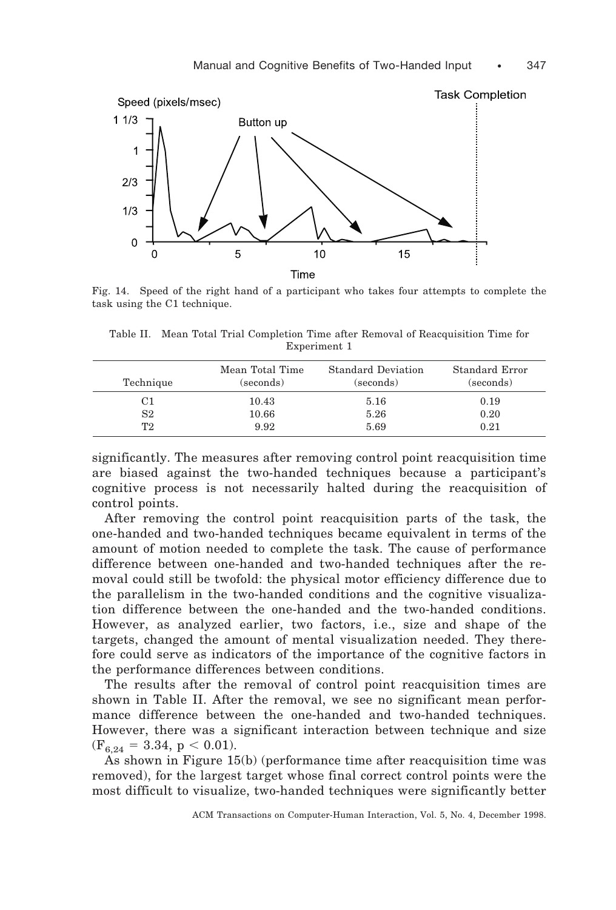Fig. 14. Speed of the right hand of a participant who takes four attempts to complete the task using the C1 technique.

Table II. Mean Total Trial Completion Time after Removal of Reacquisition Time for Experiment 1

| Technique | Mean Total Time (seconds) | Standard Deviation (seconds) | Standard Error (seconds) |
|---|---|---|---|
| C1 | 10.43 | 5.16 | 0.19 |
| S2 | 10.66 | 5.26 | 0.20 |
| T2 | 9.92 | 5.69 | 0.21 |

significantly. The measures after removing control point reacquisition time are biased against the two-handed techniques because a participant's cognitive process is not necessarily halted during the reacquisition of control points.

After removing the control point reacquisition parts of the task, the one-handed and two-handed techniques became equivalent in terms of the amount of motion needed to complete the task. The cause of performance difference between one-handed and two-handed techniques after the removal could still be twofold: the physical motor efficiency difference due to the parallelism in the two-handed conditions and the cognitive visualization difference between the one-handed and the two-handed conditions. However, as analyzed earlier, two factors, i.e., size and shape of the targets, changed the amount of mental visualization needed. They therefore could serve as indicators of the importance of the cognitive factors in the performance differences between conditions.

The results after the removal of control point reacquisition times are shown in Table II. After the removal, we see no significant mean performance difference between the one-handed and two-handed techniques. However, there was a significant interaction between technique and size ($F_{6,24} = 3.34$, $p < 0.01$).

As shown in Figure 15(b) (performance time after reacquisition time was removed), for the largest target whose final correct control points were the most difficult to visualize, two-handed techniques were significantly better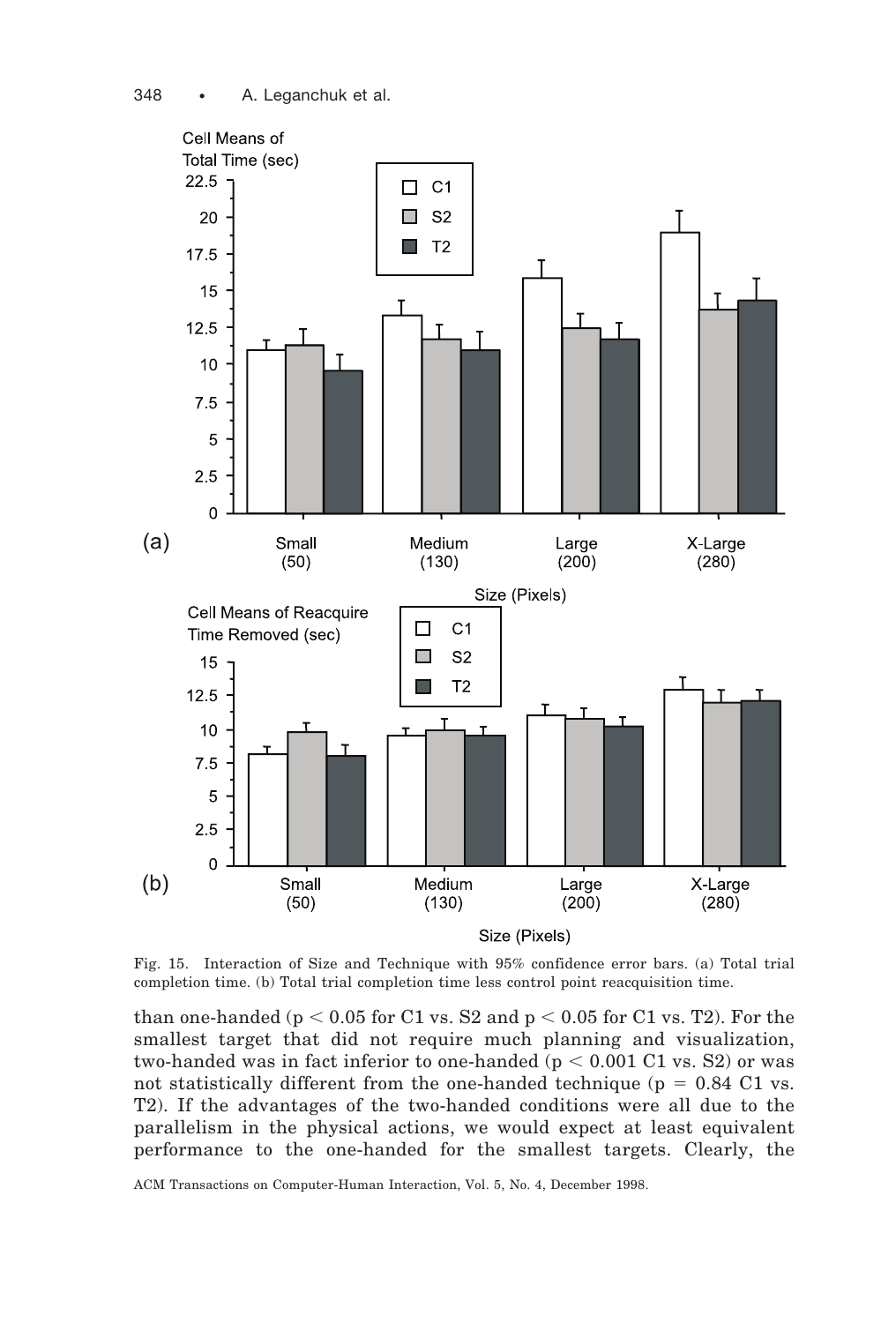Fig. 15. Interaction of Size and Technique with 95% confidence error bars. (a) Total trial completion time. (b) Total trial completion time less control point reacquisition time.

than one-handed ($p < 0.05$ for C1 vs. S2 and $p < 0.05$ for C1 vs. T2). For the smallest target that did not require much planning and visualization, two-handed was in fact inferior to one-handed ($p < 0.001$ C1 vs. S2) or was not statistically different from the one-handed technique ($p = 0.84$ C1 vs. T2). If the advantages of the two-handed conditions were all due to the parallelism in the physical actions, we would expect at least equivalent performance to the one-handed for the smallest targets. Clearly, the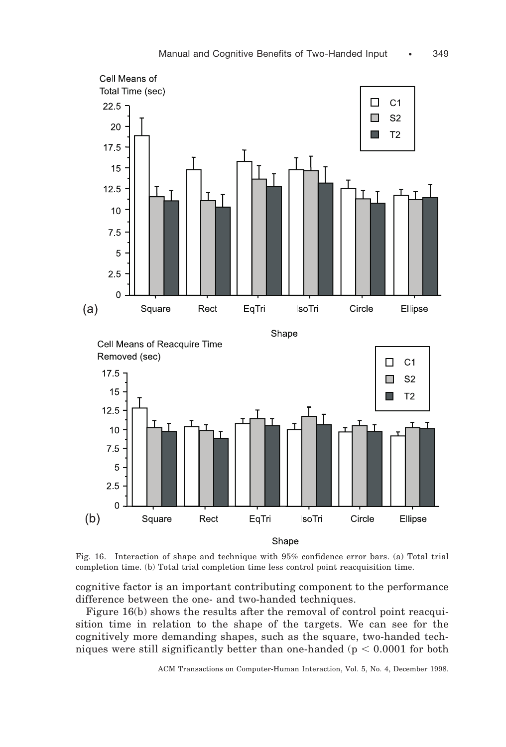Fig. 16. Interaction of shape and technique with 95% confidence error bars. (a) Total trial completion time. (b) Total trial completion time less control point reacquisition time.

cognitive factor is an important contributing component to the performance difference between the one- and two-handed techniques.

Figure 16(b) shows the results after the removal of control point reacquisition time in relation to the shape of the targets. We can see for the cognitively more demanding shapes, such as the square, two-handed techniques were still significantly better than one-handed ($p < 0.0001$ for both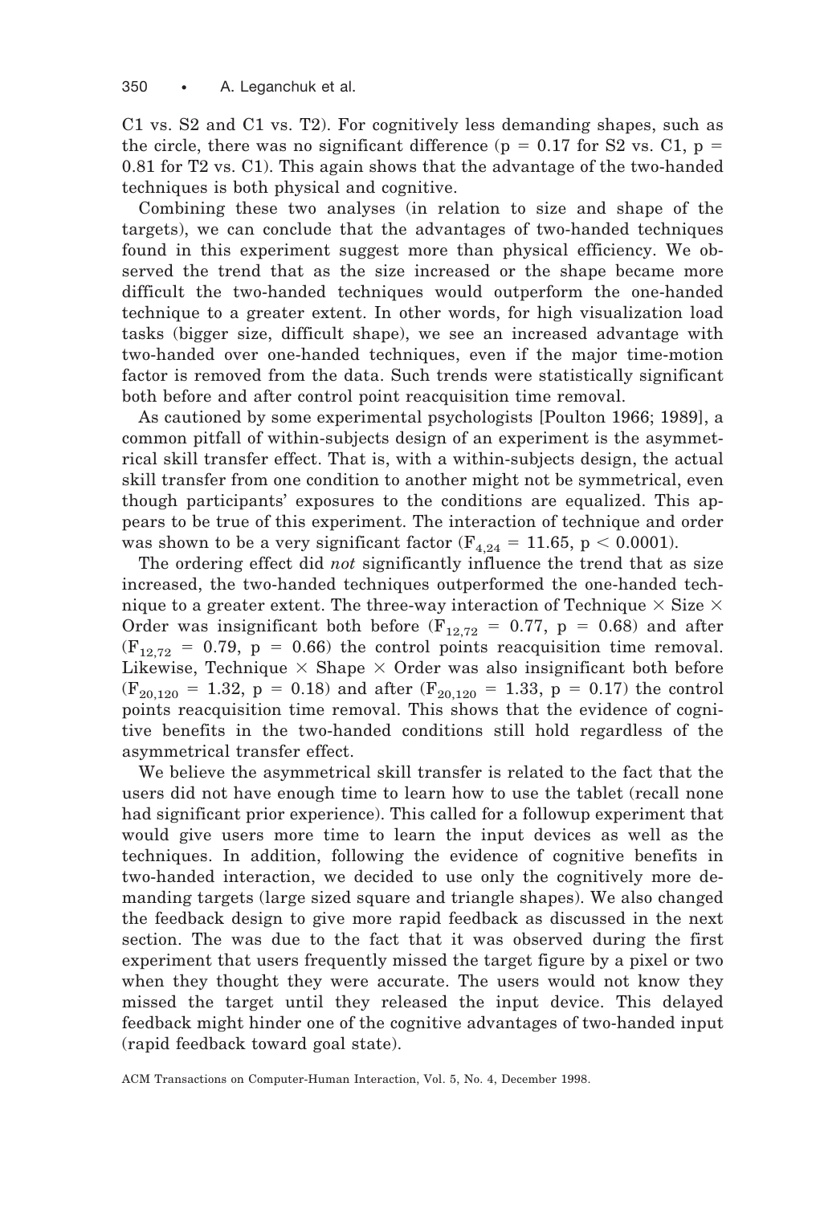C1 vs. S2 and C1 vs. T2). For cognitively less demanding shapes, such as the circle, there was no significant difference ($p = 0.17$ for S2 vs. C1, $p = 0.81$ for T2 vs. C1). This again shows that the advantage of the two-handed techniques is both physical and cognitive.

Combining these two analyses (in relation to size and shape of the targets), we can conclude that the advantages of two-handed techniques found in this experiment suggest more than physical efficiency. We observed the trend that as the size increased or the shape became more difficult the two-handed techniques would outperform the one-handed technique to a greater extent. In other words, for high visualization load tasks (bigger size, difficult shape), we see an increased advantage with two-handed over one-handed techniques, even if the major time-motion factor is removed from the data. Such trends were statistically significant both before and after control point reacquisition time removal.

As cautioned by some experimental psychologists [Poulton 1966; 1989], a common pitfall of within-subjects design of an experiment is the asymmetrical skill transfer effect. That is, with a within-subjects design, the actual skill transfer from one condition to another might not be symmetrical, even though participants' exposures to the conditions are equalized. This appears to be true of this experiment. The interaction of technique and order was shown to be a very significant factor ($F_{4,24} = 11.65$, $p < 0.0001$).

The ordering effect did *not* significantly influence the trend that as size increased, the two-handed techniques outperformed the one-handed technique to a greater extent. The three-way interaction of Technique × Size × Order was insignificant both before ($F_{12,72} = 0.77$, $p = 0.68$) and after ($F_{12,72} = 0.79$, $p = 0.66$) the control points reacquisition time removal. Likewise, Technique × Shape × Order was also insignificant both before ($F_{20,120} = 1.32$, $p = 0.18$) and after ($F_{20,120} = 1.33$, $p = 0.17$) the control points reacquisition time removal. This shows that the evidence of cognitive benefits in the two-handed conditions still hold regardless of the asymmetrical transfer effect.

We believe the asymmetrical skill transfer is related to the fact that the users did not have enough time to learn how to use the tablet (recall none had significant prior experience). This called for a followup experiment that would give users more time to learn the input devices as well as the techniques. In addition, following the evidence of cognitive benefits in two-handed interaction, we decided to use only the cognitively more demanding targets (large sized square and triangle shapes). We also changed the feedback design to give more rapid feedback as discussed in the next section. The was due to the fact that it was observed during the first experiment that users frequently missed the target figure by a pixel or two when they thought they were accurate. The users would not know they missed the target until they released the input device. This delayed feedback might hinder one of the cognitive advantages of two-handed input (rapid feedback toward goal state).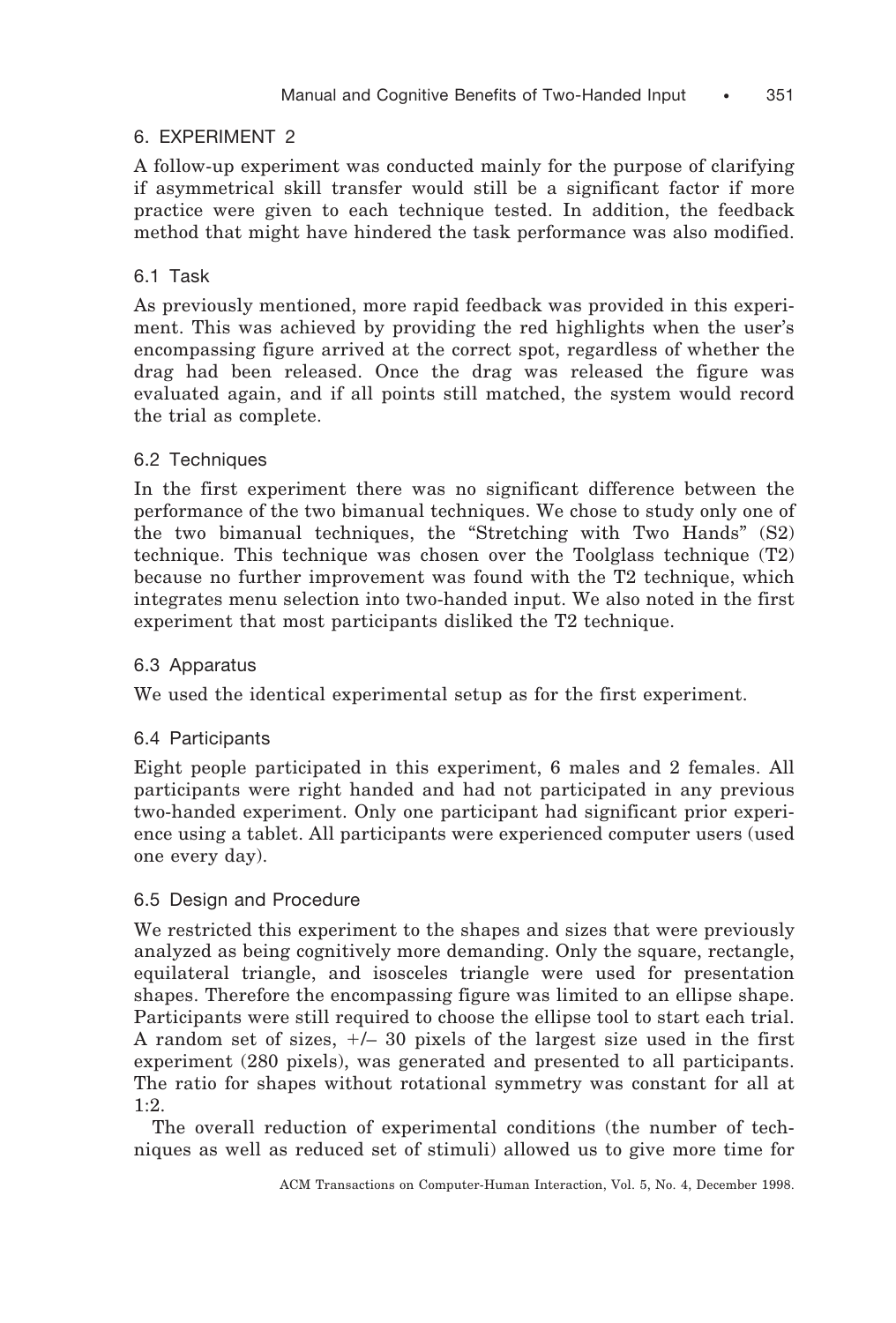## 6. EXPERIMENT 2

A follow-up experiment was conducted mainly for the purpose of clarifying if asymmetrical skill transfer would still be a significant factor if more practice were given to each technique tested. In addition, the feedback method that might have hindered the task performance was also modified.

### 6.1 Task

As previously mentioned, more rapid feedback was provided in this experiment. This was achieved by providing the red highlights when the user's encompassing figure arrived at the correct spot, regardless of whether the drag had been released. Once the drag was released the figure was evaluated again, and if all points still matched, the system would record the trial as complete.

### 6.2 Techniques

In the first experiment there was no significant difference between the performance of the two bimanual techniques. We chose to study only one of the two bimanual techniques, the "Stretching with Two Hands" (S2) technique. This technique was chosen over the Toolglass technique (T2) because no further improvement was found with the T2 technique, which integrates menu selection into two-handed input. We also noted in the first experiment that most participants disliked the T2 technique.

### 6.3 Apparatus

We used the identical experimental setup as for the first experiment.

### 6.4 Participants

Eight people participated in this experiment, 6 males and 2 females. All participants were right handed and had not participated in any previous two-handed experiment. Only one participant had significant prior experience using a tablet. All participants were experienced computer users (used one every day).

### 6.5 Design and Procedure

We restricted this experiment to the shapes and sizes that were previously analyzed as being cognitively more demanding. Only the square, rectangle, equilateral triangle, and isosceles triangle were used for presentation shapes. Therefore the encompassing figure was limited to an ellipse shape. Participants were still required to choose the ellipse tool to start each trial. A random set of sizes, +/– 30 pixels of the largest size used in the first experiment (280 pixels), was generated and presented to all participants. The ratio for shapes without rotational symmetry was constant for all at 1:2.

The overall reduction of experimental conditions (the number of techniques as well as reduced set of stimuli) allowed us to give more time for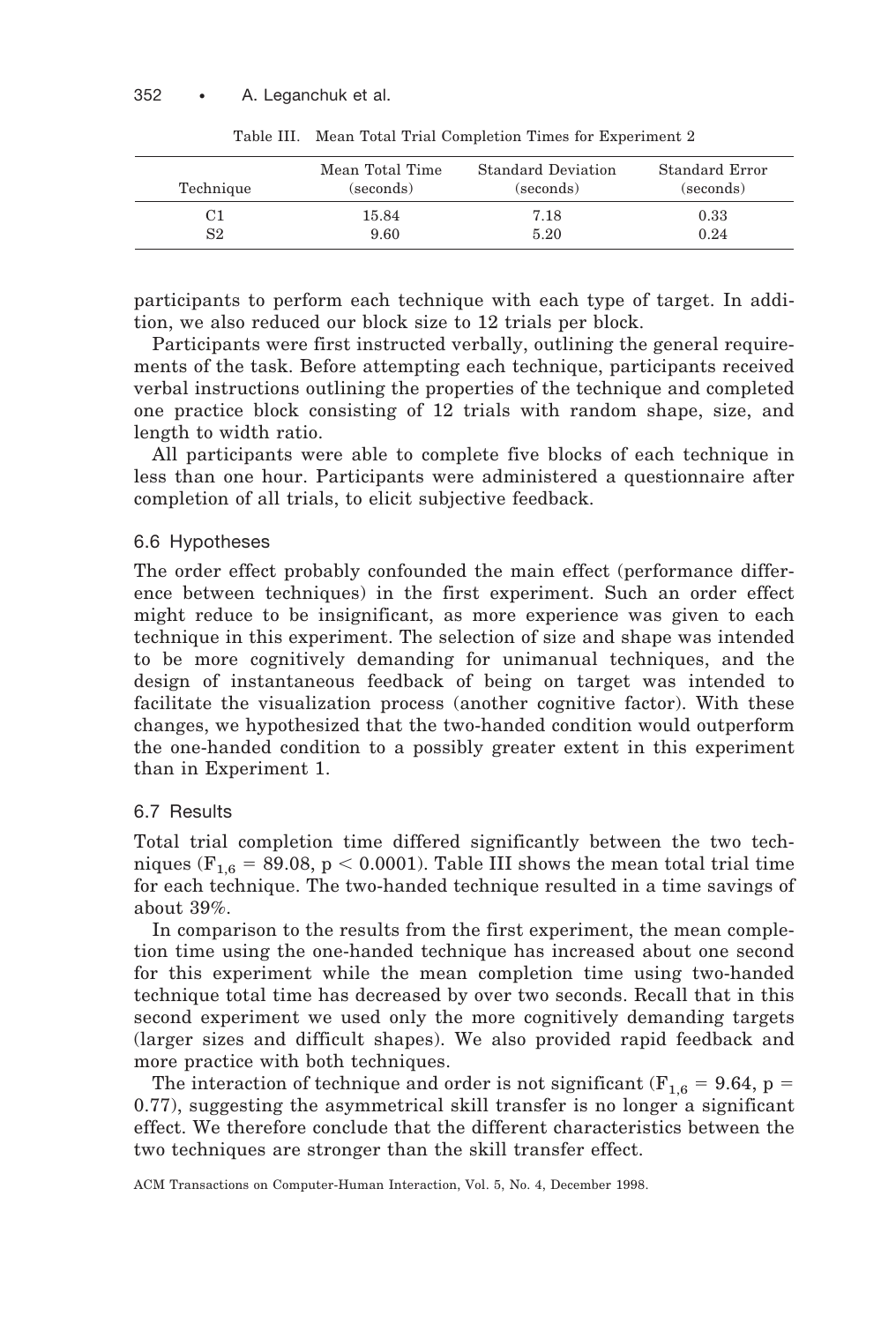Table III. Mean Total Trial Completion Times for Experiment 2

| Technique | Mean Total Time (seconds) | Standard Deviation (seconds) | Standard Error (seconds) |
|---|---|---|---|
| C1 | 15.84 | 7.18 | 0.33 |
| S2 | 9.60 | 5.20 | 0.24 |

participants to perform each technique with each type of target. In addition, we also reduced our block size to 12 trials per block.

Participants were first instructed verbally, outlining the general requirements of the task. Before attempting each technique, participants received verbal instructions outlining the properties of the technique and completed one practice block consisting of 12 trials with random shape, size, and length to width ratio.

All participants were able to complete five blocks of each technique in less than one hour. Participants were administered a questionnaire after completion of all trials, to elicit subjective feedback.

### 6.6 Hypotheses

The order effect probably confounded the main effect (performance difference between techniques) in the first experiment. Such an order effect might reduce to be insignificant, as more experience was given to each technique in this experiment. The selection of size and shape was intended to be more cognitively demanding for unimanual techniques, and the design of instantaneous feedback of being on target was intended to facilitate the visualization process (another cognitive factor). With these changes, we hypothesized that the two-handed condition would outperform the one-handed condition to a possibly greater extent in this experiment than in Experiment 1.

### 6.7 Results

Total trial completion time differed significantly between the two techniques ($F_{1,6} = 89.08$, $p < 0.0001$). Table III shows the mean total trial time for each technique. The two-handed technique resulted in a time savings of about 39%.

In comparison to the results from the first experiment, the mean completion time using the one-handed technique has increased about one second for this experiment while the mean completion time using two-handed technique total time has decreased by over two seconds. Recall that in this second experiment we used only the more cognitively demanding targets (larger sizes and difficult shapes). We also provided rapid feedback and more practice with both techniques.

The interaction of technique and order is not significant ($F_{1,6} = 9.64$, $p = 0.77$), suggesting the asymmetrical skill transfer is no longer a significant effect. We therefore conclude that the different characteristics between the two techniques are stronger than the skill transfer effect.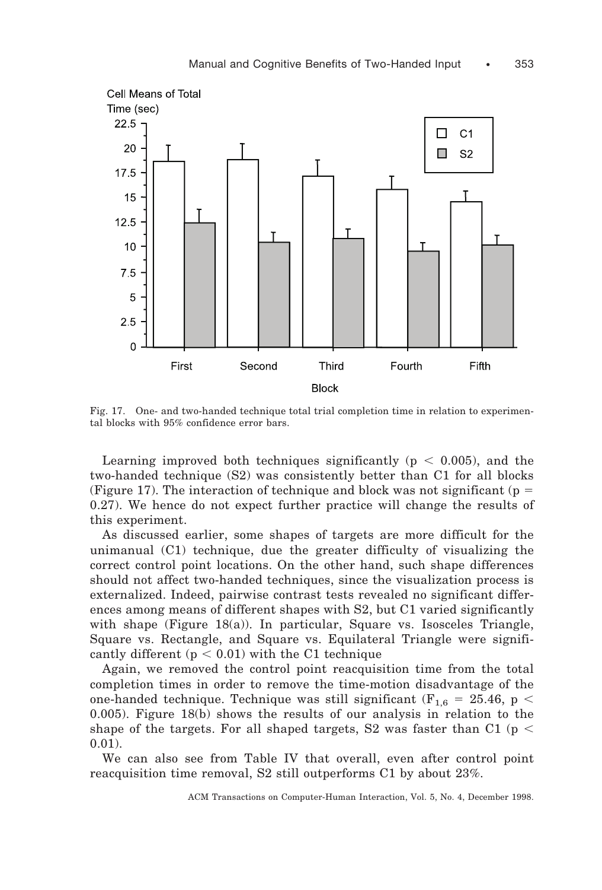Fig. 17. One- and two-handed technique total trial completion time in relation to experimental blocks with 95% confidence error bars.

Learning improved both techniques significantly ($p < 0.005$), and the two-handed technique (S2) was consistently better than C1 for all blocks (Figure 17). The interaction of technique and block was not significant ($p = 0.27$). We hence do not expect further practice will change the results of this experiment.

As discussed earlier, some shapes of targets are more difficult for the unimanual (C1) technique, due the greater difficulty of visualizing the correct control point locations. On the other hand, such shape differences should not affect two-handed techniques, since the visualization process is externalized. Indeed, pairwise contrast tests revealed no significant differences among means of different shapes with S2, but C1 varied significantly with shape (Figure 18(a)). In particular, Square vs. Isosceles Triangle, Square vs. Rectangle, and Square vs. Equilateral Triangle were significantly different ($p < 0.01$) with the C1 technique

Again, we removed the control point reacquisition time from the total completion times in order to remove the time-motion disadvantage of the one-handed technique. Technique was still significant ($F_{1,6} = 25.46$, $p < 0.005$). Figure 18(b) shows the results of our analysis in relation to the shape of the targets. For all shaped targets, S2 was faster than C1 ($p < 0.01$).

We can also see from Table IV that overall, even after control point reacquisition time removal, S2 still outperforms C1 by about 23%.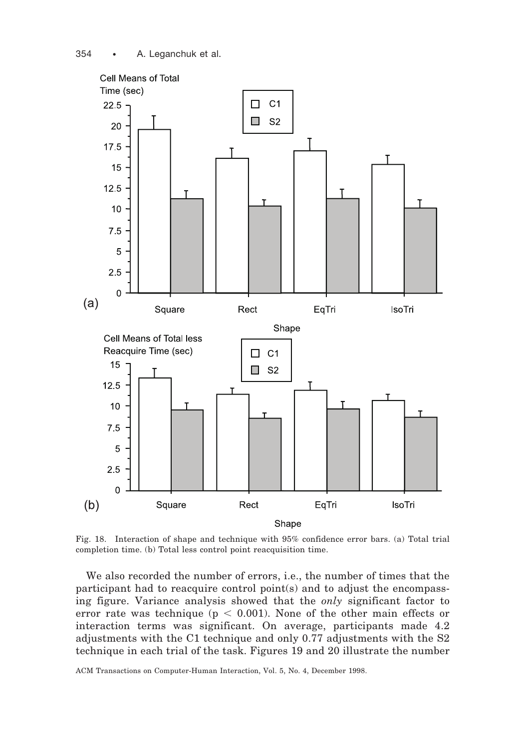Fig. 18. Interaction of shape and technique with 95% confidence error bars. (a) Total trial completion time. (b) Total less control point reacquisition time.

We also recorded the number of errors, i.e., the number of times that the participant had to reacquire control point(s) and to adjust the encompassing figure. Variance analysis showed that the *only* significant factor to error rate was technique ($p < 0.001$). None of the other main effects or interaction terms was significant. On average, participants made 4.2 adjustments with the C1 technique and only 0.77 adjustments with the S2 technique in each trial of the task. Figures 19 and 20 illustrate the number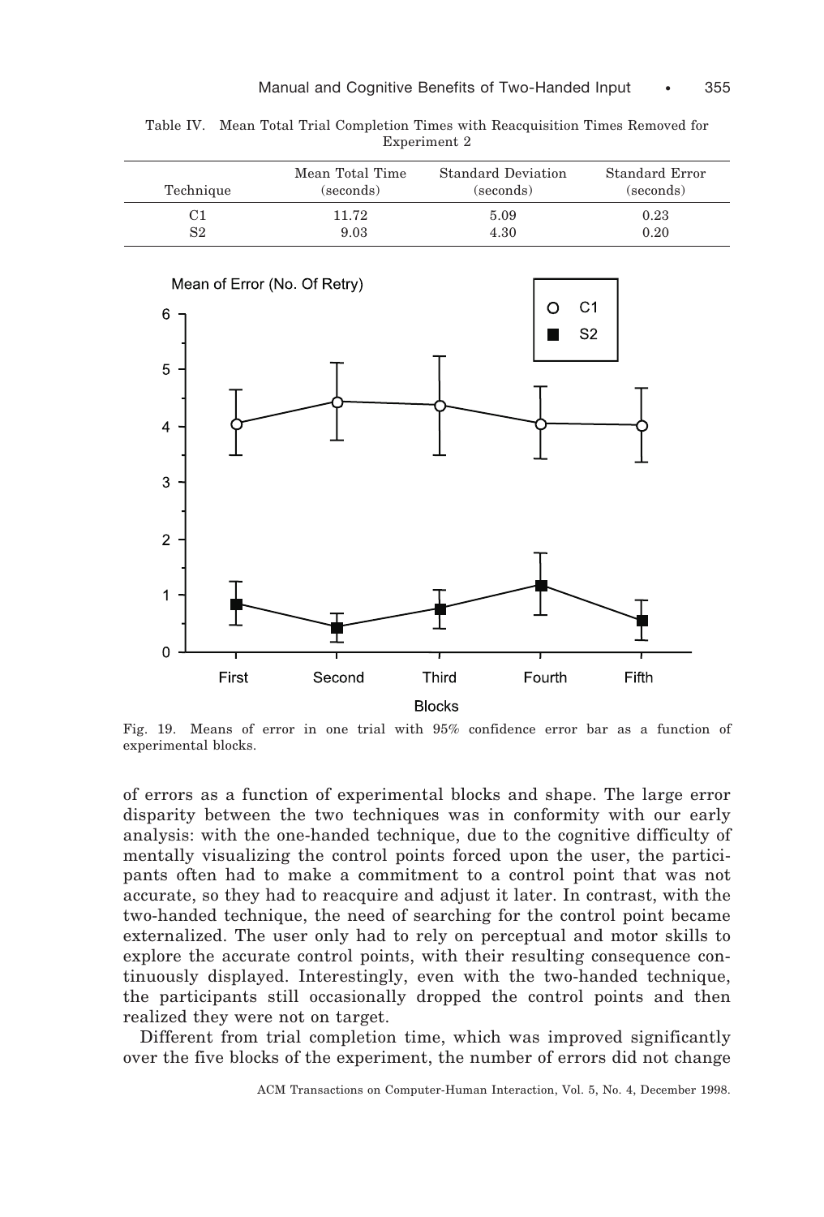Table IV. Mean Total Trial Completion Times with Reacquisition Times Removed for Experiment 2

| Technique | Mean Total Time (seconds) | Standard Deviation (seconds) | Standard Error (seconds) |
|---|---|---|---|
| C1 | 11.72 | 5.09 | 0.23 |
| S2 | 9.03 | 4.30 | 0.20 |

Fig. 19. Means of error in one trial with 95% confidence error bar as a function of experimental blocks.

of errors as a function of experimental blocks and shape. The large error disparity between the two techniques was in conformity with our early analysis: with the one-handed technique, due to the cognitive difficulty of mentally visualizing the control points forced upon the user, the participants often had to make a commitment to a control point that was not accurate, so they had to reacquire and adjust it later. In contrast, with the two-handed technique, the need of searching for the control point became externalized. The user only had to rely on perceptual and motor skills to explore the accurate control points, with their resulting consequence continuously displayed. Interestingly, even with the two-handed technique, the participants still occasionally dropped the control points and then realized they were not on target.

Different from trial completion time, which was improved significantly over the five blocks of the experiment, the number of errors did not change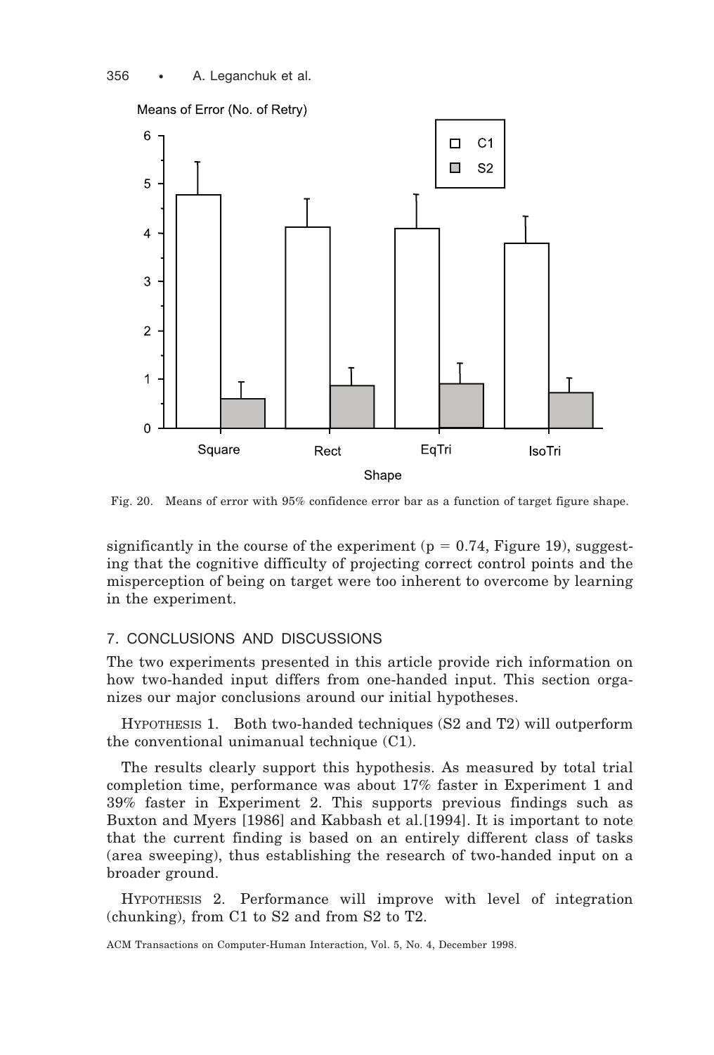Fig. 20. Means of error with 95% confidence error bar as a function of target figure shape.

significantly in the course of the experiment ($p = 0.74$, Figure 19), suggesting that the cognitive difficulty of projecting correct control points and the misperception of being on target were too inherent to overcome by learning in the experiment.

## 7. CONCLUSIONS AND DISCUSSIONS

The two experiments presented in this article provide rich information on how two-handed input differs from one-handed input. This section organizes our major conclusions around our initial hypotheses.

HYPOTHESIS 1. Both two-handed techniques (S2 and T2) will outperform the conventional unimanual technique (C1).

The results clearly support this hypothesis. As measured by total trial completion time, performance was about 17% faster in Experiment 1 and 39% faster in Experiment 2. This supports previous findings such as Buxton and Myers [1986] and Kabbash et al.[1994]. It is important to note that the current finding is based on an entirely different class of tasks (area sweeping), thus establishing the research of two-handed input on a broader ground.

HYPOTHESIS 2. Performance will improve with level of integration (chunking), from C1 to S2 and from S2 to T2.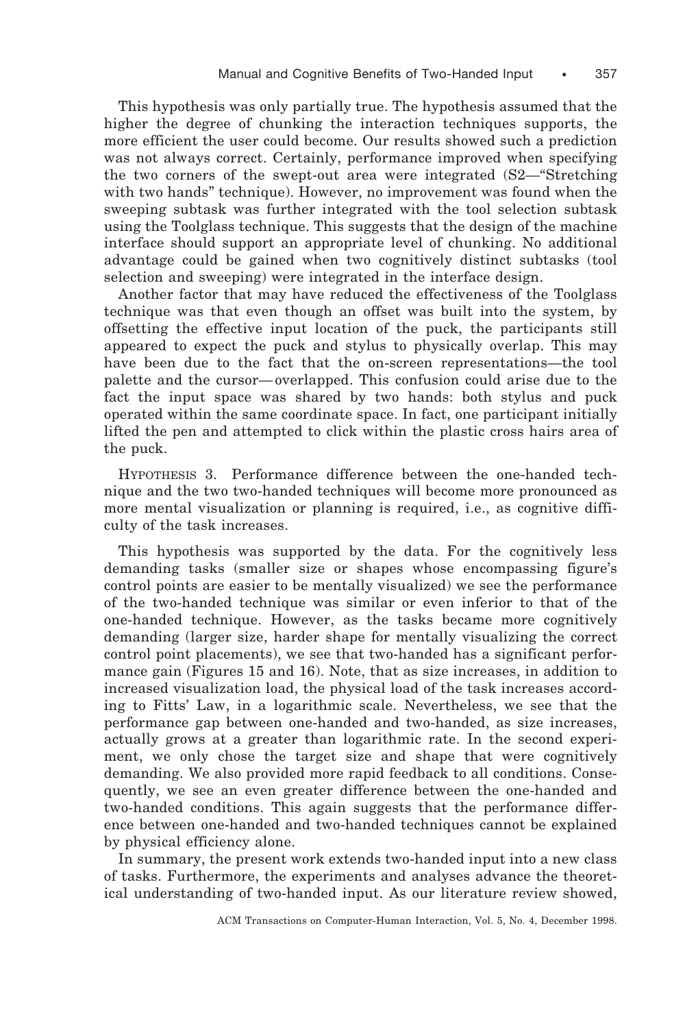This hypothesis was only partially true. The hypothesis assumed that the higher the degree of chunking the interaction techniques supports, the more efficient the user could become. Our results showed such a prediction was not always correct. Certainly, performance improved when specifying the two corners of the swept-out area were integrated (S2—"Stretching with two hands" technique). However, no improvement was found when the sweeping subtask was further integrated with the tool selection subtask using the Toolglass technique. This suggests that the design of the machine interface should support an appropriate level of chunking. No additional advantage could be gained when two cognitively distinct subtasks (tool selection and sweeping) were integrated in the interface design.

Another factor that may have reduced the effectiveness of the Toolglass technique was that even though an offset was built into the system, by offsetting the effective input location of the puck, the participants still appeared to expect the puck and stylus to physically overlap. This may have been due to the fact that the on-screen representations—the tool palette and the cursor—overlapped. This confusion could arise due to the fact the input space was shared by two hands: both stylus and puck operated within the same coordinate space. In fact, one participant initially lifted the pen and attempted to click within the plastic cross hairs area of the puck.

HYPOTHESIS 3. Performance difference between the one-handed technique and the two two-handed techniques will become more pronounced as more mental visualization or planning is required, i.e., as cognitive difficulty of the task increases.

This hypothesis was supported by the data. For the cognitively less demanding tasks (smaller size or shapes whose encompassing figure's control points are easier to be mentally visualized) we see the performance of the two-handed technique was similar or even inferior to that of the one-handed technique. However, as the tasks became more cognitively demanding (larger size, harder shape for mentally visualizing the correct control point placements), we see that two-handed has a significant performance gain (Figures 15 and 16). Note, that as size increases, in addition to increased visualization load, the physical load of the task increases according to Fitts' Law, in a logarithmic scale. Nevertheless, we see that the performance gap between one-handed and two-handed, as size increases, actually grows at a greater than logarithmic rate. In the second experiment, we only chose the target size and shape that were cognitively demanding. We also provided more rapid feedback to all conditions. Consequently, we see an even greater difference between the one-handed and two-handed conditions. This again suggests that the performance difference between one-handed and two-handed techniques cannot be explained by physical efficiency alone.

In summary, the present work extends two-handed input into a new class of tasks. Furthermore, the experiments and analyses advance the theoretical understanding of two-handed input. As our literature review showed,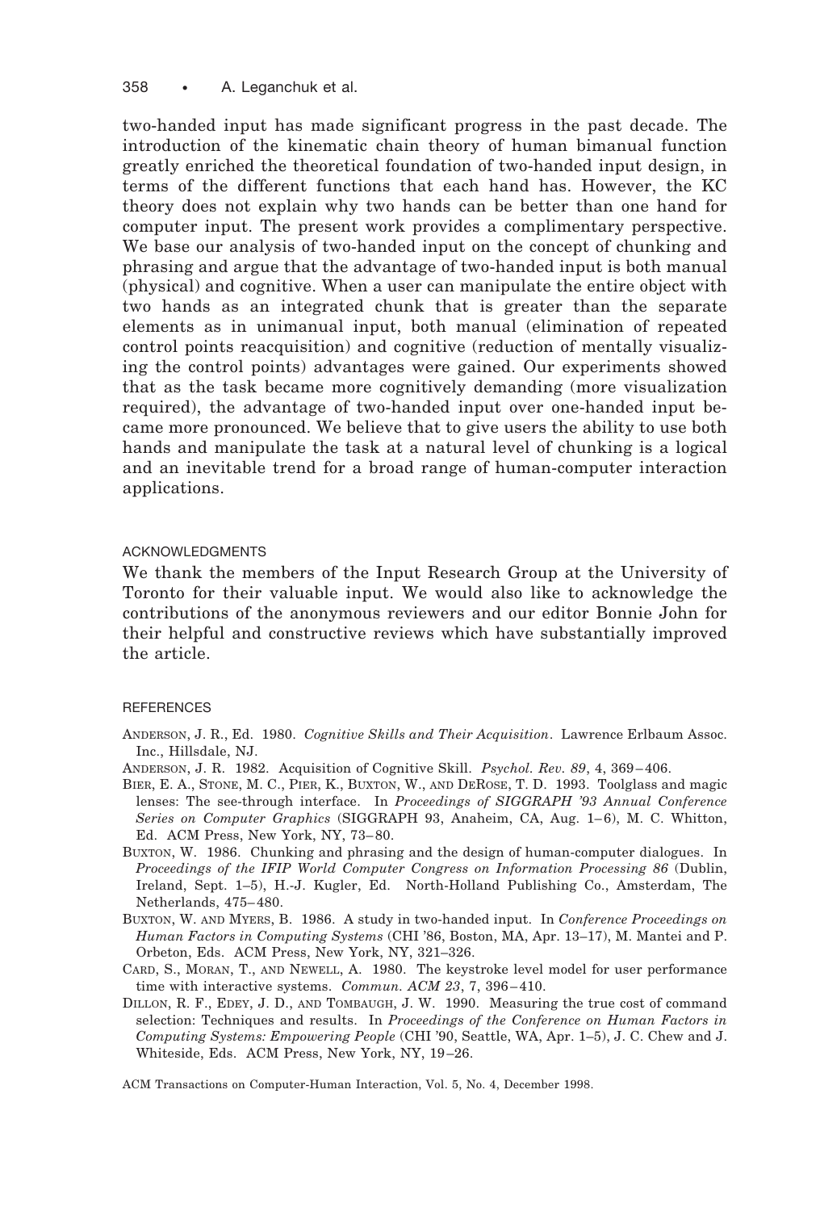two-handed input has made significant progress in the past decade. The introduction of the kinematic chain theory of human bimanual function greatly enriched the theoretical foundation of two-handed input design, in terms of the different functions that each hand has. However, the KC theory does not explain why two hands can be better than one hand for computer input. The present work provides a complimentary perspective. We base our analysis of two-handed input on the concept of chunking and phrasing and argue that the advantage of two-handed input is both manual (physical) and cognitive. When a user can manipulate the entire object with two hands as an integrated chunk that is greater than the separate elements as in unimanual input, both manual (elimination of repeated control points reacquisition) and cognitive (reduction of mentally visualizing the control points) advantages were gained. Our experiments showed that as the task became more cognitively demanding (more visualization required), the advantage of two-handed input over one-handed input became more pronounced. We believe that to give users the ability to use both hands and manipulate the task at a natural level of chunking is a logical and an inevitable trend for a broad range of human-computer interaction applications.

## ACKNOWLEDGMENTS

We thank the members of the Input Research Group at the University of Toronto for their valuable input. We would also like to acknowledge the contributions of the anonymous reviewers and our editor Bonnie John for their helpful and constructive reviews which have substantially improved the article.

## REFERENCES

ANDERSON, J. R., Ed. 1980. *Cognitive Skills and Their Acquisition*. Lawrence Erlbaum Assoc. Inc., Hillsdale, NJ.

ANDERSON, J. R. 1982. Acquisition of Cognitive Skill. *Psychol. Rev. 89*, 4, 369–406.

BIER, E. A., STONE, M. C., PIER, K., BUXTON, W., AND DEROSE, T. D. 1993. Toolglass and magic lenses: The see-through interface. In *Proceedings of SIGGRAPH '93 Annual Conference Series on Computer Graphics* (SIGGRAPH 93, Anaheim, CA, Aug. 1–6), M. C. Whitton, Ed. ACM Press, New York, NY, 73–80.

BUXTON, W. 1986. Chunking and phrasing and the design of human-computer dialogues. In *Proceedings of the IFIP World Computer Congress on Information Processing 86* (Dublin, Ireland, Sept. 1–5), H.-J. Kugler, Ed. North-Holland Publishing Co., Amsterdam, The Netherlands, 475–480.

BUXTON, W. AND MYERS, B. 1986. A study in two-handed input. In *Conference Proceedings on Human Factors in Computing Systems* (CHI '86, Boston, MA, Apr. 13–17), M. Mantei and P. Orbeton, Eds. ACM Press, New York, NY, 321–326.

CARD, S., MORAN, T., AND NEWELL, A. 1980. The keystroke level model for user performance time with interactive systems. *Commun. ACM 23*, 7, 396–410.

DILLON, R. F., EDEY, J. D., AND TOMBAUGH, J. W. 1990. Measuring the true cost of command selection: Techniques and results. In *Proceedings of the Conference on Human Factors in Computing Systems: Empowering People* (CHI '90, Seattle, WA, Apr. 1–5), J. C. Chew and J. Whiteside, Eds. ACM Press, New York, NY, 19–26.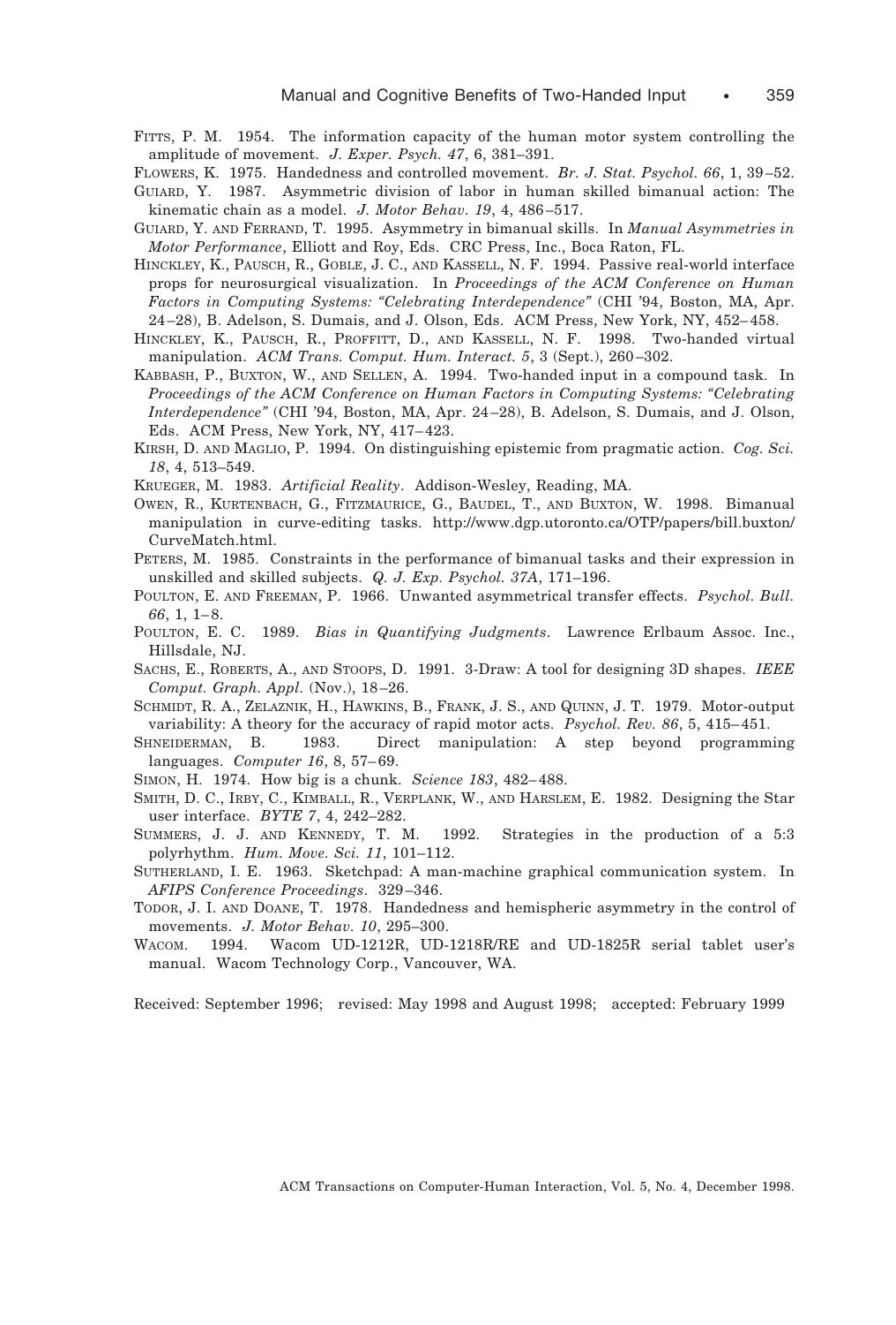FITTS, P. M. 1954. The information capacity of the human motor system controlling the amplitude of movement. *J. Exper. Psych. 47*, 6, 381–391.

FLOWERS, K. 1975. Handedness and controlled movement. *Br. J. Stat. Psychol. 66*, 1, 39–52.

GUIARD, Y. 1987. Asymmetric division of labor in human skilled bimanual action: The kinematic chain as a model. *J. Motor Behav. 19*, 4, 486–517.

GUIARD, Y. AND FERRAND, T. 1995. Asymmetry in bimanual skills. In *Manual Asymmetries in Motor Performance*, Elliott and Roy, Eds. CRC Press, Inc., Boca Raton, FL.

HINCKLEY, K., PAUSCH, R., GOBLE, J. C., AND KASSELL, N. F. 1994. Passive real-world interface props for neurosurgical visualization. In *Proceedings of the ACM Conference on Human Factors in Computing Systems: "Celebrating Interdependence"* (CHI '94, Boston, MA, Apr. 24–28), B. Adelson, S. Dumais, and J. Olson, Eds. ACM Press, New York, NY, 452–458.

HINCKLEY, K., PAUSCH, R., PROFFITT, D., AND KASSELL, N. F. 1998. Two-handed virtual manipulation. *ACM Trans. Comput. Hum. Interact. 5*, 3 (Sept.), 260–302.

KABBASH, P., BUXTON, W., AND SELLEN, A. 1994. Two-handed input in a compound task. In *Proceedings of the ACM Conference on Human Factors in Computing Systems: "Celebrating Interdependence"* (CHI '94, Boston, MA, Apr. 24–28), B. Adelson, S. Dumais, and J. Olson, Eds. ACM Press, New York, NY, 417–423.

KIRSH, D. AND MAGLIO, P. 1994. On distinguishing epistemic from pragmatic action. *Cog. Sci. 18*, 4, 513–549.

KRUEGER, M. 1983. *Artificial Reality*. Addison-Wesley, Reading, MA.

OWEN, R., KURTENBACH, G., FITZMAURICE, G., BAUDEL, T., AND BUXTON, W. 1998. Bimanual manipulation in curve-editing tasks. http://www.dgp.utoronto.ca/OTP/papers/bill.buxton/CurveMatch.html.

PETERS, M. 1985. Constraints in the performance of bimanual tasks and their expression in unskilled and skilled subjects. *Q. J. Exp. Psychol. 37A*, 171–196.

POULTON, E. AND FREEMAN, P. 1966. Unwanted asymmetrical transfer effects. *Psychol. Bull. 66*, 1, 1–8.

POULTON, E. C. 1989. *Bias in Quantifying Judgments*. Lawrence Erlbaum Assoc. Inc., Hillsdale, NJ.

SACHS, E., ROBERTS, A., AND STOOPS, D. 1991. 3-Draw: A tool for designing 3D shapes. *IEEE Comput. Graph. Appl.* (Nov.), 18–26.

SCHMIDT, R. A., ZELAZNIK, H., HAWKINS, B., FRANK, J. S., AND QUINN, J. T. 1979. Motor-output variability: A theory for the accuracy of rapid motor acts. *Psychol. Rev. 86*, 5, 415–451.

SHNEIDERMAN, B. 1983. Direct manipulation: A step beyond programming languages. *Computer 16*, 8, 57–69.

SIMON, H. 1974. How big is a chunk. *Science 183*, 482–488.

SMITH, D. C., IRBY, C., KIMBALL, R., VERPLANK, W., AND HARSLEM, E. 1982. Designing the Star user interface. *BYTE 7*, 4, 242–282.

SUMMERS, J. J. AND KENNEDY, T. M. 1992. Strategies in the production of a 5:3 polyrhythm. *Hum. Move. Sci. 11*, 101–112.

SUTHERLAND, I. E. 1963. Sketchpad: A man-machine graphical communication system. In *AFIPS Conference Proceedings*. 329–346.

TODOR, J. I. AND DOANE, T. 1978. Handedness and hemispheric asymmetry in the control of movements. *J. Motor Behav. 10*, 295–300.

WACOM. 1994. Wacom UD-1212R, UD-1218R/RE and UD-1825R serial tablet user's manual. Wacom Technology Corp., Vancouver, WA.

Received: September 1996; revised: May 1998 and August 1998; accepted: February 1999